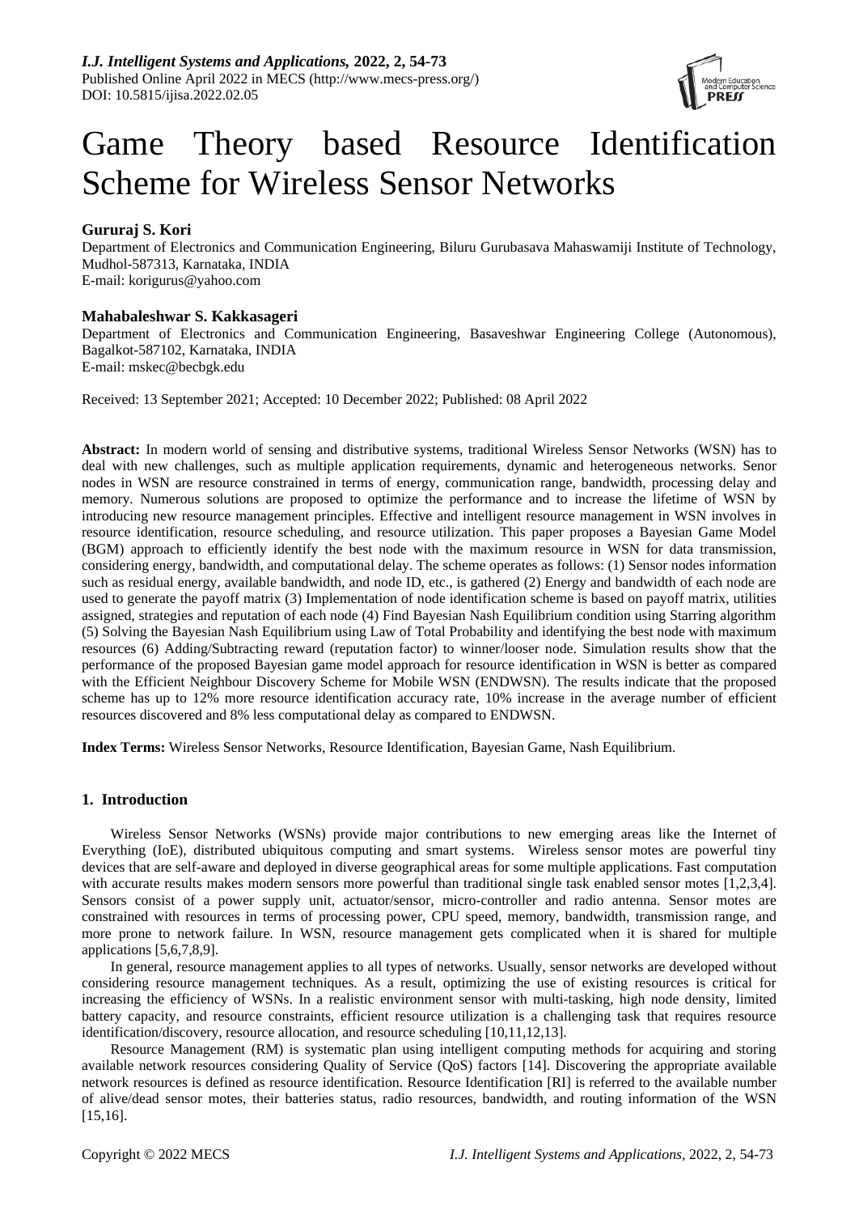# Game Theory based Resource Identification Scheme for Wireless Sensor Networks

**Gururaj S. Kori**

Department of Electronics and Communication Engineering, Biluru Gurubasava Mahaswamiji Institute of Technology, Mudhol-587313, Karnataka, INDIA
E-mail: korigurus@yahoo.com

**Mahabaleshwar S. Kakkasageri**

Department of Electronics and Communication Engineering, Basaveshwar Engineering College (Autonomous), Bagalkot-587102, Karnataka, INDIA
E-mail: mskec@becbgk.edu

Received: 13 September 2021; Accepted: 10 December 2022; Published: 08 April 2022

**Abstract:** In modern world of sensing and distributive systems, traditional Wireless Sensor Networks (WSN) has to deal with new challenges, such as multiple application requirements, dynamic and heterogeneous networks. Senor nodes in WSN are resource constrained in terms of energy, communication range, bandwidth, processing delay and memory. Numerous solutions are proposed to optimize the performance and to increase the lifetime of WSN by introducing new resource management principles. Effective and intelligent resource management in WSN involves in resource identification, resource scheduling, and resource utilization. This paper proposes a Bayesian Game Model (BGM) approach to efficiently identify the best node with the maximum resource in WSN for data transmission, considering energy, bandwidth, and computational delay. The scheme operates as follows: (1) Sensor nodes information such as residual energy, available bandwidth, and node ID, etc., is gathered (2) Energy and bandwidth of each node are used to generate the payoff matrix (3) Implementation of node identification scheme is based on payoff matrix, utilities assigned, strategies and reputation of each node (4) Find Bayesian Nash Equilibrium condition using Starring algorithm (5) Solving the Bayesian Nash Equilibrium using Law of Total Probability and identifying the best node with maximum resources (6) Adding/Subtracting reward (reputation factor) to winner/looser node. Simulation results show that the performance of the proposed Bayesian game model approach for resource identification in WSN is better as compared with the Efficient Neighbour Discovery Scheme for Mobile WSN (ENDWSN). The results indicate that the proposed scheme has up to 12% more resource identification accuracy rate, 10% increase in the average number of efficient resources discovered and 8% less computational delay as compared to ENDWSN.

**Index Terms:** Wireless Sensor Networks, Resource Identification, Bayesian Game, Nash Equilibrium.

## 1. Introduction

Wireless Sensor Networks (WSNs) provide major contributions to new emerging areas like the Internet of Everything (IoE), distributed ubiquitous computing and smart systems. Wireless sensor motes are powerful tiny devices that are self-aware and deployed in diverse geographical areas for some multiple applications. Fast computation with accurate results makes modern sensors more powerful than traditional single task enabled sensor motes [1,2,3,4]. Sensors consist of a power supply unit, actuator/sensor, micro-controller and radio antenna. Sensor motes are constrained with resources in terms of processing power, CPU speed, memory, bandwidth, transmission range, and more prone to network failure. In WSN, resource management gets complicated when it is shared for multiple applications [5,6,7,8,9].

In general, resource management applies to all types of networks. Usually, sensor networks are developed without considering resource management techniques. As a result, optimizing the use of existing resources is critical for increasing the efficiency of WSNs. In a realistic environment sensor with multi-tasking, high node density, limited battery capacity, and resource constraints, efficient resource utilization is a challenging task that requires resource identification/discovery, resource allocation, and resource scheduling [10,11,12,13].

Resource Management (RM) is systematic plan using intelligent computing methods for acquiring and storing available network resources considering Quality of Service (QoS) factors [14]. Discovering the appropriate available network resources is defined as resource identification. Resource Identification [RI] is referred to the available number of alive/dead sensor motes, their batteries status, radio resources, bandwidth, and routing information of the WSN [15,16].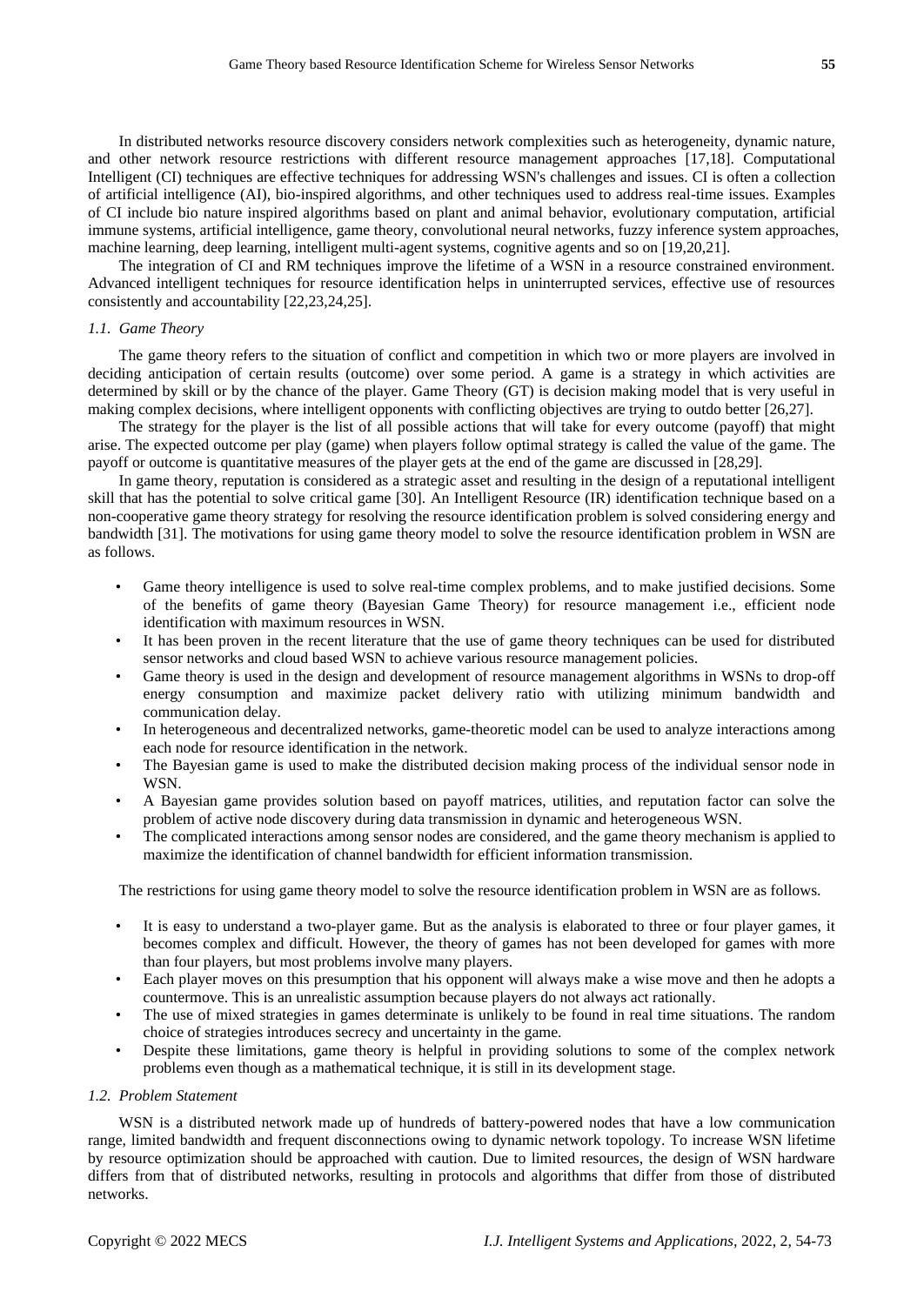In distributed networks resource discovery considers network complexities such as heterogeneity, dynamic nature, and other network resource restrictions with different resource management approaches [17,18]. Computational Intelligent (CI) techniques are effective techniques for addressing WSN's challenges and issues. CI is often a collection of artificial intelligence (AI), bio-inspired algorithms, and other techniques used to address real-time issues. Examples of CI include bio nature inspired algorithms based on plant and animal behavior, evolutionary computation, artificial immune systems, artificial intelligence, game theory, convolutional neural networks, fuzzy inference system approaches, machine learning, deep learning, intelligent multi-agent systems, cognitive agents and so on [19,20,21].

The integration of CI and RM techniques improve the lifetime of a WSN in a resource constrained environment. Advanced intelligent techniques for resource identification helps in uninterrupted services, effective use of resources consistently and accountability [22,23,24,25].

### *1.1. Game Theory*

The game theory refers to the situation of conflict and competition in which two or more players are involved in deciding anticipation of certain results (outcome) over some period. A game is a strategy in which activities are determined by skill or by the chance of the player. Game Theory (GT) is decision making model that is very useful in making complex decisions, where intelligent opponents with conflicting objectives are trying to outdo better [26,27].

The strategy for the player is the list of all possible actions that will take for every outcome (payoff) that might arise. The expected outcome per play (game) when players follow optimal strategy is called the value of the game. The payoff or outcome is quantitative measures of the player gets at the end of the game are discussed in [28,29].

In game theory, reputation is considered as a strategic asset and resulting in the design of a reputational intelligent skill that has the potential to solve critical game [30]. An Intelligent Resource (IR) identification technique based on a non-cooperative game theory strategy for resolving the resource identification problem is solved considering energy and bandwidth [31]. The motivations for using game theory model to solve the resource identification problem in WSN are as follows.

- Game theory intelligence is used to solve real-time complex problems, and to make justified decisions. Some of the benefits of game theory (Bayesian Game Theory) for resource management i.e., efficient node identification with maximum resources in WSN.
- It has been proven in the recent literature that the use of game theory techniques can be used for distributed sensor networks and cloud based WSN to achieve various resource management policies.
- Game theory is used in the design and development of resource management algorithms in WSNs to drop-off energy consumption and maximize packet delivery ratio with utilizing minimum bandwidth and communication delay.
- In heterogeneous and decentralized networks, game-theoretic model can be used to analyze interactions among each node for resource identification in the network.
- The Bayesian game is used to make the distributed decision making process of the individual sensor node in WSN.
- A Bayesian game provides solution based on payoff matrices, utilities, and reputation factor can solve the problem of active node discovery during data transmission in dynamic and heterogeneous WSN.
- The complicated interactions among sensor nodes are considered, and the game theory mechanism is applied to maximize the identification of channel bandwidth for efficient information transmission.

The restrictions for using game theory model to solve the resource identification problem in WSN are as follows.

- It is easy to understand a two-player game. But as the analysis is elaborated to three or four player games, it becomes complex and difficult. However, the theory of games has not been developed for games with more than four players, but most problems involve many players.
- Each player moves on this presumption that his opponent will always make a wise move and then he adopts a countermove. This is an unrealistic assumption because players do not always act rationally.
- The use of mixed strategies in games determinate is unlikely to be found in real time situations. The random choice of strategies introduces secrecy and uncertainty in the game.
- Despite these limitations, game theory is helpful in providing solutions to some of the complex network problems even though as a mathematical technique, it is still in its development stage.

### *1.2. Problem Statement*

WSN is a distributed network made up of hundreds of battery-powered nodes that have a low communication range, limited bandwidth and frequent disconnections owing to dynamic network topology. To increase WSN lifetime by resource optimization should be approached with caution. Due to limited resources, the design of WSN hardware differs from that of distributed networks, resulting in protocols and algorithms that differ from those of distributed networks.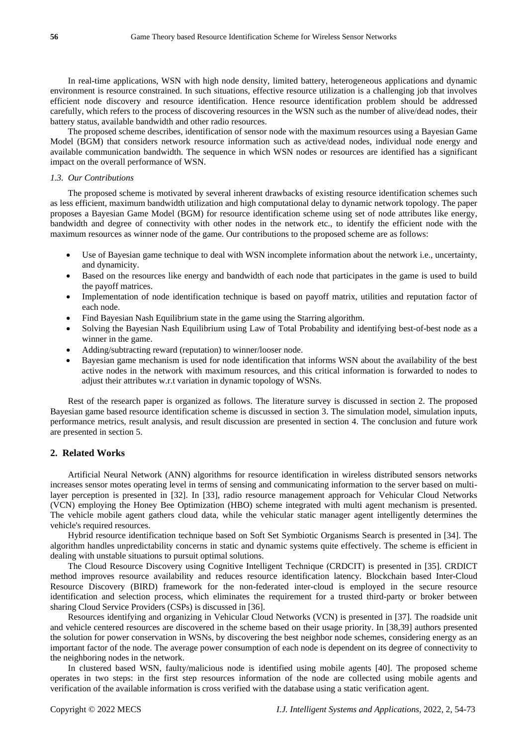In real-time applications, WSN with high node density, limited battery, heterogeneous applications and dynamic environment is resource constrained. In such situations, effective resource utilization is a challenging job that involves efficient node discovery and resource identification. Hence resource identification problem should be addressed carefully, which refers to the process of discovering resources in the WSN such as the number of alive/dead nodes, their battery status, available bandwidth and other radio resources.

The proposed scheme describes, identification of sensor node with the maximum resources using a Bayesian Game Model (BGM) that considers network resource information such as active/dead nodes, individual node energy and available communication bandwidth. The sequence in which WSN nodes or resources are identified has a significant impact on the overall performance of WSN.

### *1.3. Our Contributions*

The proposed scheme is motivated by several inherent drawbacks of existing resource identification schemes such as less efficient, maximum bandwidth utilization and high computational delay to dynamic network topology. The paper proposes a Bayesian Game Model (BGM) for resource identification scheme using set of node attributes like energy, bandwidth and degree of connectivity with other nodes in the network etc., to identify the efficient node with the maximum resources as winner node of the game. Our contributions to the proposed scheme are as follows:

- Use of Bayesian game technique to deal with WSN incomplete information about the network i.e., uncertainty, and dynamicity.
- Based on the resources like energy and bandwidth of each node that participates in the game is used to build the payoff matrices.
- Implementation of node identification technique is based on payoff matrix, utilities and reputation factor of each node.
- Find Bayesian Nash Equilibrium state in the game using the Starring algorithm.
- Solving the Bayesian Nash Equilibrium using Law of Total Probability and identifying best-of-best node as a winner in the game.
- Adding/subtracting reward (reputation) to winner/looser node.
- Bayesian game mechanism is used for node identification that informs WSN about the availability of the best active nodes in the network with maximum resources, and this critical information is forwarded to nodes to adjust their attributes w.r.t variation in dynamic topology of WSNs.

Rest of the research paper is organized as follows. The literature survey is discussed in section 2. The proposed Bayesian game based resource identification scheme is discussed in section 3. The simulation model, simulation inputs, performance metrics, result analysis, and result discussion are presented in section 4. The conclusion and future work are presented in section 5.

## 2. Related Works

Artificial Neural Network (ANN) algorithms for resource identification in wireless distributed sensors networks increases sensor motes operating level in terms of sensing and communicating information to the server based on multi-layer perception is presented in [32]. In [33], radio resource management approach for Vehicular Cloud Networks (VCN) employing the Honey Bee Optimization (HBO) scheme integrated with multi agent mechanism is presented. The vehicle mobile agent gathers cloud data, while the vehicular static manager agent intelligently determines the vehicle's required resources.

Hybrid resource identification technique based on Soft Set Symbiotic Organisms Search is presented in [34]. The algorithm handles unpredictability concerns in static and dynamic systems quite effectively. The scheme is efficient in dealing with unstable situations to pursuit optimal solutions.

The Cloud Resource Discovery using Cognitive Intelligent Technique (CRDCIT) is presented in [35]. CRDICT method improves resource availability and reduces resource identification latency. Blockchain based Inter-Cloud Resource Discovery (BIRD) framework for the non-federated inter-cloud is employed in the secure resource identification and selection process, which eliminates the requirement for a trusted third-party or broker between sharing Cloud Service Providers (CSPs) is discussed in [36].

Resources identifying and organizing in Vehicular Cloud Networks (VCN) is presented in [37]. The roadside unit and vehicle centered resources are discovered in the scheme based on their usage priority. In [38,39] authors presented the solution for power conservation in WSNs, by discovering the best neighbor node schemes, considering energy as an important factor of the node. The average power consumption of each node is dependent on its degree of connectivity to the neighboring nodes in the network.

In clustered based WSN, faulty/malicious node is identified using mobile agents [40]. The proposed scheme operates in two steps: in the first step resources information of the node are collected using mobile agents and verification of the available information is cross verified with the database using a static verification agent.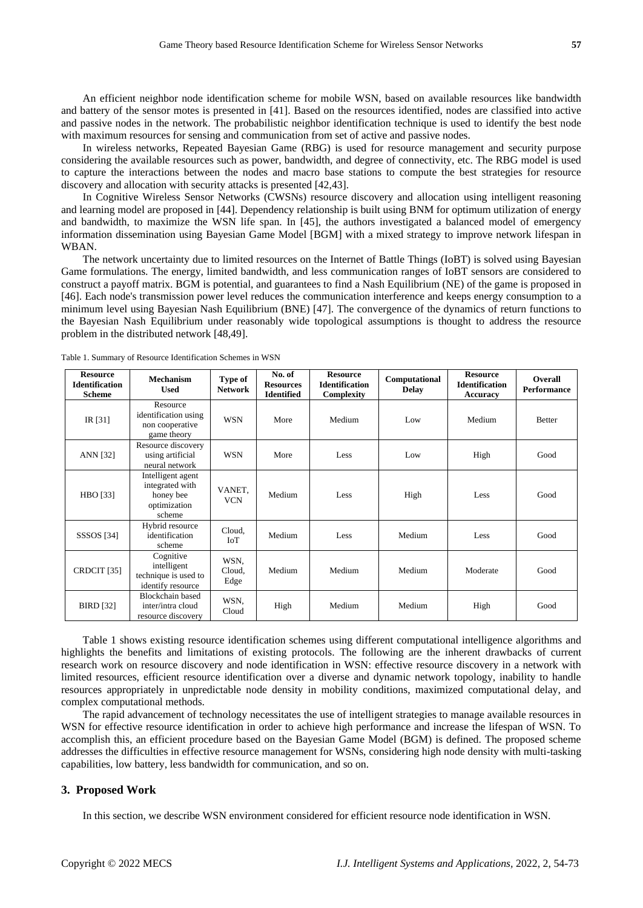An efficient neighbor node identification scheme for mobile WSN, based on available resources like bandwidth and battery of the sensor motes is presented in [41]. Based on the resources identified, nodes are classified into active and passive nodes in the network. The probabilistic neighbor identification technique is used to identify the best node with maximum resources for sensing and communication from set of active and passive nodes.

In wireless networks, Repeated Bayesian Game (RBG) is used for resource management and security purpose considering the available resources such as power, bandwidth, and degree of connectivity, etc. The RBG model is used to capture the interactions between the nodes and macro base stations to compute the best strategies for resource discovery and allocation with security attacks is presented [42,43].

In Cognitive Wireless Sensor Networks (CWSNs) resource discovery and allocation using intelligent reasoning and learning model are proposed in [44]. Dependency relationship is built using BNM for optimum utilization of energy and bandwidth, to maximize the WSN life span. In [45], the authors investigated a balanced model of emergency information dissemination using Bayesian Game Model [BGM] with a mixed strategy to improve network lifespan in WBAN.

The network uncertainty due to limited resources on the Internet of Battle Things (IoBT) is solved using Bayesian Game formulations. The energy, limited bandwidth, and less communication ranges of IoBT sensors are considered to construct a payoff matrix. BGM is potential, and guarantees to find a Nash Equilibrium (NE) of the game is proposed in [46]. Each node's transmission power level reduces the communication interference and keeps energy consumption to a minimum level using Bayesian Nash Equilibrium (BNE) [47]. The convergence of the dynamics of return functions to the Bayesian Nash Equilibrium under reasonably wide topological assumptions is thought to address the resource problem in the distributed network [48,49].

Table 1. Summary of Resource Identification Schemes in WSN

| Resource Identification Scheme | Mechanism Used | Type of Network | No. of Resources Identified | Resource Identification Complexity | Computational Delay | Resource Identification Accuracy | Overall Performance |
|---|---|---|---|---|---|---|---|
| IR [31] | Resource identification using non cooperative game theory | WSN | More | Medium | Low | Medium | Better |
| ANN [32] | Resource discovery using artificial neural network | WSN | More | Less | Low | High | Good |
| HBO [33] | Intelligent agent integrated with honey bee optimization scheme | VANET, VCN | Medium | Less | High | Less | Good |
| SSSOS [34] | Hybrid resource identification scheme | Cloud, IoT | Medium | Less | Medium | Less | Good |
| CRDCIT [35] | Cognitive intelligent technique is used to identify resource | WSN, Cloud, Edge | Medium | Medium | Medium | Moderate | Good |
| BIRD [32] | Blockchain based inter/intra cloud resource discovery | WSN, Cloud | High | Medium | Medium | High | Good |

Table 1 shows existing resource identification schemes using different computational intelligence algorithms and highlights the benefits and limitations of existing protocols. The following are the inherent drawbacks of current research work on resource discovery and node identification in WSN: effective resource discovery in a network with limited resources, efficient resource identification over a diverse and dynamic network topology, inability to handle resources appropriately in unpredictable node density in mobility conditions, maximized computational delay, and complex computational methods.

The rapid advancement of technology necessitates the use of intelligent strategies to manage available resources in WSN for effective resource identification in order to achieve high performance and increase the lifespan of WSN. To accomplish this, an efficient procedure based on the Bayesian Game Model (BGM) is defined. The proposed scheme addresses the difficulties in effective resource management for WSNs, considering high node density with multi-tasking capabilities, low battery, less bandwidth for communication, and so on.

## 3. Proposed Work

In this section, we describe WSN environment considered for efficient resource node identification in WSN.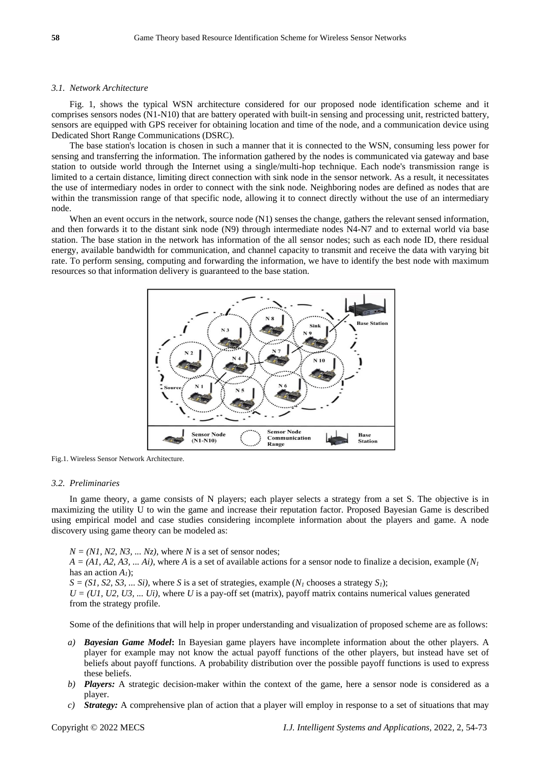### 3.1. Network Architecture

Fig. 1, shows the typical WSN architecture considered for our proposed node identification scheme and it comprises sensors nodes (N1-N10) that are battery operated with built-in sensing and processing unit, restricted battery, sensors are equipped with GPS receiver for obtaining location and time of the node, and a communication device using Dedicated Short Range Communications (DSRC).

The base station's location is chosen in such a manner that it is connected to the WSN, consuming less power for sensing and transferring the information. The information gathered by the nodes is communicated via gateway and base station to outside world through the Internet using a single/multi-hop technique. Each node's transmission range is limited to a certain distance, limiting direct connection with sink node in the sensor network. As a result, it necessitates the use of intermediary nodes in order to connect with the sink node. Neighboring nodes are defined as nodes that are within the transmission range of that specific node, allowing it to connect directly without the use of an intermediary node.

When an event occurs in the network, source node (N1) senses the change, gathers the relevant sensed information, and then forwards it to the distant sink node (N9) through intermediate nodes N4-N7 and to external world via base station. The base station in the network has information of the all sensor nodes; such as each node ID, there residual energy, available bandwidth for communication, and channel capacity to transmit and receive the data with varying bit rate. To perform sensing, computing and forwarding the information, we have to identify the best node with maximum resources so that information delivery is guaranteed to the base station.

Fig.1. Wireless Sensor Network Architecture.

### 3.2. Preliminaries

In game theory, a game consists of N players; each player selects a strategy from a set S. The objective is in maximizing the utility U to win the game and increase their reputation factor. Proposed Bayesian Game is described using empirical model and case studies considering incomplete information about the players and game. A node discovery using game theory can be modeled as:

$N = (N1, N2, N3, ... Nz)$, where $N$ is a set of sensor nodes;
$A = (A1, A2, A3, ... Ai)$, where $A$ is a set of available actions for a sensor node to finalize a decision, example ($N_1$ has an action $A_1$);
$S = (S1, S2, S3, ... Si)$, where $S$ is a set of strategies, example ($N_1$ chooses a strategy $S_1$);
$U = (U1, U2, U3, ... Ui)$, where $U$ is a pay-off set (matrix), payoff matrix contains numerical values generated from the strategy profile.

Some of the definitions that will help in proper understanding and visualization of proposed scheme are as follows:

*a)* ***Bayesian Game Model*:** In Bayesian game players have incomplete information about the other players. A player for example may not know the actual payoff functions of the other players, but instead have set of beliefs about payoff functions. A probability distribution over the possible payoff functions is used to express these beliefs.

*b)* ***Players:*** A strategic decision-maker within the context of the game, here a sensor node is considered as a player.

*c)* ***Strategy:*** A comprehensive plan of action that a player will employ in response to a set of situations that may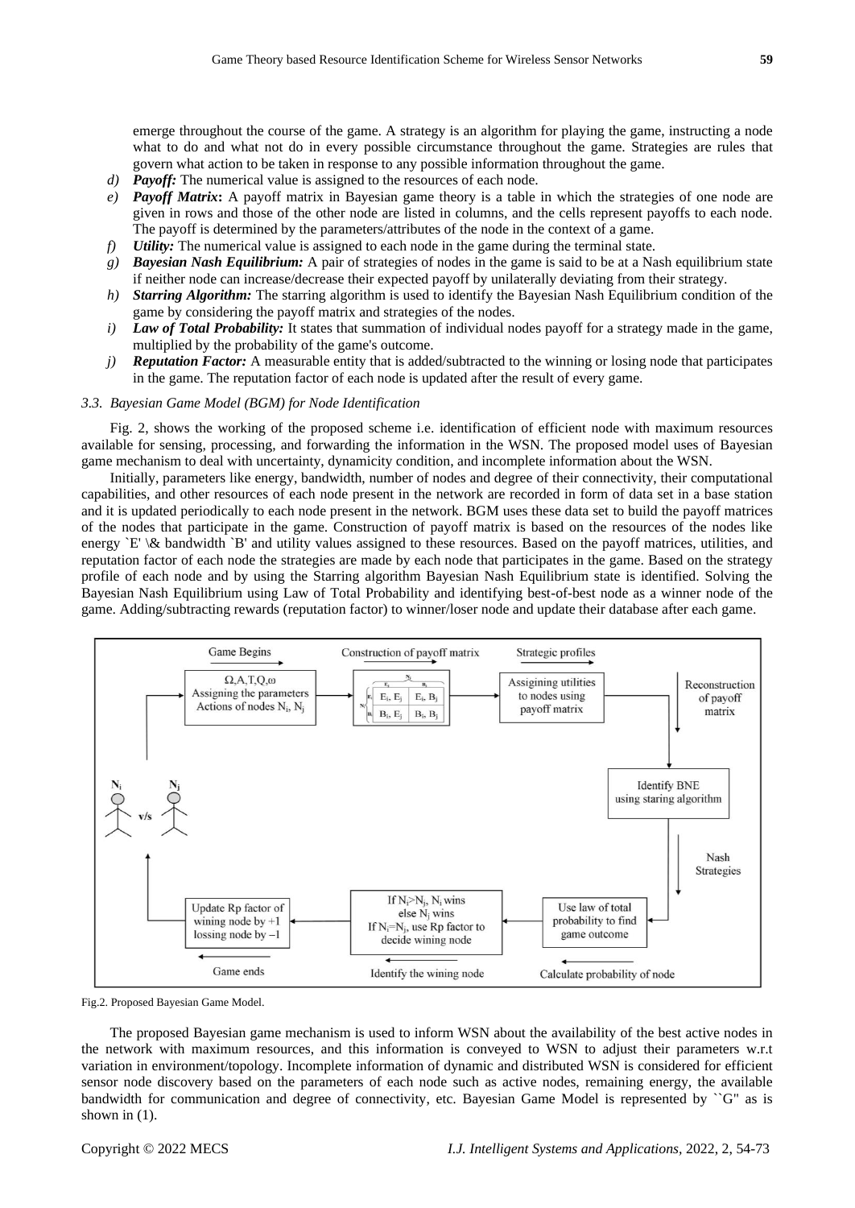emerge throughout the course of the game. A strategy is an algorithm for playing the game, instructing a node what to do and what not do in every possible circumstance throughout the game. Strategies are rules that govern what action to be taken in response to any possible information throughout the game.

d) ***Payoff:*** The numerical value is assigned to the resources of each node.

e) ***Payoff Matrix*:** A payoff matrix in Bayesian game theory is a table in which the strategies of one node are given in rows and those of the other node are listed in columns, and the cells represent payoffs to each node. The payoff is determined by the parameters/attributes of the node in the context of a game.

f) ***Utility:*** The numerical value is assigned to each node in the game during the terminal state.

g) ***Bayesian Nash Equilibrium:*** A pair of strategies of nodes in the game is said to be at a Nash equilibrium state if neither node can increase/decrease their expected payoff by unilaterally deviating from their strategy.

h) ***Starring Algorithm:*** The starring algorithm is used to identify the Bayesian Nash Equilibrium condition of the game by considering the payoff matrix and strategies of the nodes.

i) ***Law of Total Probability:*** It states that summation of individual nodes payoff for a strategy made in the game, multiplied by the probability of the game's outcome.

j) ***Reputation Factor:*** A measurable entity that is added/subtracted to the winning or losing node that participates in the game. The reputation factor of each node is updated after the result of every game.

### *3.3. Bayesian Game Model (BGM) for Node Identification*

Fig. 2, shows the working of the proposed scheme i.e. identification of efficient node with maximum resources available for sensing, processing, and forwarding the information in the WSN. The proposed model uses of Bayesian game mechanism to deal with uncertainty, dynamicity condition, and incomplete information about the WSN.

Initially, parameters like energy, bandwidth, number of nodes and degree of their connectivity, their computational capabilities, and other resources of each node present in the network are recorded in form of data set in a base station and it is updated periodically to each node present in the network. BGM uses these data set to build the payoff matrices of the nodes that participate in the game. Construction of payoff matrix is based on the resources of the nodes like energy `E' \& bandwidth `B' and utility values assigned to these resources. Based on the payoff matrices, utilities, and reputation factor of each node the strategies are made by each node that participates in the game. Based on the strategy profile of each node and by using the Starring algorithm Bayesian Nash Equilibrium state is identified. Solving the Bayesian Nash Equilibrium using Law of Total Probability and identifying best-of-best node as a winner node of the game. Adding/subtracting rewards (reputation factor) to winner/loser node and update their database after each game.

Fig.2. Proposed Bayesian Game Model.

The proposed Bayesian game mechanism is used to inform WSN about the availability of the best active nodes in the network with maximum resources, and this information is conveyed to WSN to adjust their parameters w.r.t variation in environment/topology. Incomplete information of dynamic and distributed WSN is considered for efficient sensor node discovery based on the parameters of each node such as active nodes, remaining energy, the available bandwidth for communication and degree of connectivity, etc. Bayesian Game Model is represented by ``G'' as is shown in (1).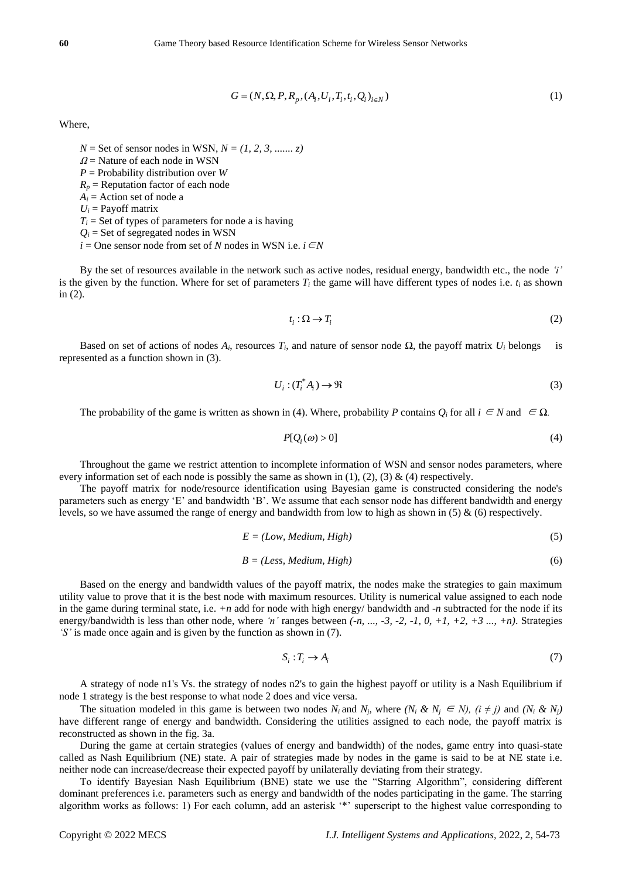$$G = (N, \Omega, P, R_p, (A_i, U_i, T_i, t_i, Q_i)_{i \in N}) \tag{1}$$

Where,

$N$ = Set of sensor nodes in WSN, $N = (1, 2, 3, ....... z)$
$\Omega$ = Nature of each node in WSN
$P$ = Probability distribution over $W$
$R_p$ = Reputation factor of each node
$A_i$ = Action set of node a
$U_i$ = Payoff matrix
$T_i$ = Set of types of parameters for node a is having
$Q_i$ = Set of segregated nodes in WSN
$i$ = One sensor node from set of $N$ nodes in WSN i.e. $i \in N$

By the set of resources available in the network such as active nodes, residual energy, bandwidth etc., the node *'i'* is the given by the function. Where for set of parameters $T_i$ the game will have different types of nodes i.e. $t_i$ as shown in (2).

$$t_i : \Omega \rightarrow T_i \tag{2}$$

Based on set of actions of nodes $A_i$, resources $T_i$, and nature of sensor node $\Omega$, the payoff matrix $U_i$ belongs is represented as a function shown in (3).

$$U_i : (T_i^* A_i) \rightarrow \Re \tag{3}$$

The probability of the game is written as shown in (4). Where, probability $P$ contains $Q_i$ for all $i \in N$ and $\in \Omega$.

$$P[Q_i(\omega) > 0] \tag{4}$$

Throughout the game we restrict attention to incomplete information of WSN and sensor nodes parameters, where every information set of each node is possibly the same as shown in (1), (2), (3) & (4) respectively.

The payoff matrix for node/resource identification using Bayesian game is constructed considering the node's parameters such as energy 'E' and bandwidth 'B'. We assume that each sensor node has different bandwidth and energy levels, so we have assumed the range of energy and bandwidth from low to high as shown in (5) & (6) respectively.

$$E = (Low, Medium, High) \tag{5}$$

$$B = (Less, Medium, High) \tag{6}$$

Based on the energy and bandwidth values of the payoff matrix, the nodes make the strategies to gain maximum utility value to prove that it is the best node with maximum resources. Utility is numerical value assigned to each node in the game during terminal state, i.e. $+n$ add for node with high energy/ bandwidth and $-n$ subtracted for the node if its energy/bandwidth is less than other node, where *'n'* ranges between $(-n, ..., -3, -2, -1, 0, +1, +2, +3 ..., +n)$. Strategies *'S'* is made once again and is given by the function as shown in (7).

$$S_i : T_i \rightarrow A_i \tag{7}$$

A strategy of node n1's Vs. the strategy of nodes n2's to gain the highest payoff or utility is a Nash Equilibrium if node 1 strategy is the best response to what node 2 does and vice versa.

The situation modeled in this game is between two nodes $N_i$ and $N_j$, where $(N_i \,\&\, N_j \in N)$, $(i \neq j)$ and $(N_i \,\&\, N_j)$ have different range of energy and bandwidth. Considering the utilities assigned to each node, the payoff matrix is reconstructed as shown in the fig. 3a.

During the game at certain strategies (values of energy and bandwidth) of the nodes, game entry into quasi-state called as Nash Equilibrium (NE) state. A pair of strategies made by nodes in the game is said to be at NE state i.e. neither node can increase/decrease their expected payoff by unilaterally deviating from their strategy.

To identify Bayesian Nash Equilibrium (BNE) state we use the "Starring Algorithm", considering different dominant preferences i.e. parameters such as energy and bandwidth of the nodes participating in the game. The starring algorithm works as follows: 1) For each column, add an asterisk '*' superscript to the highest value corresponding to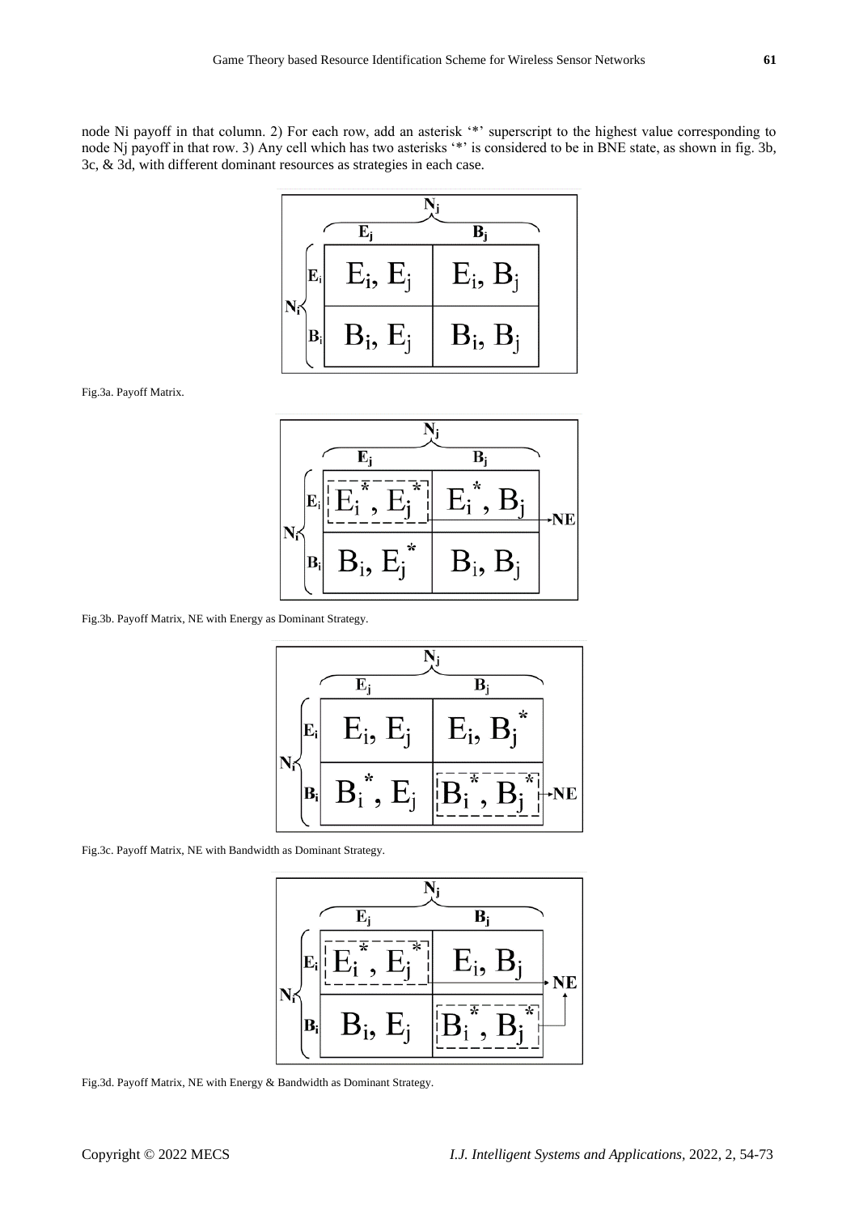node Ni payoff in that column. 2) For each row, add an asterisk '*' superscript to the highest value corresponding to node Nj payoff in that row. 3) Any cell which has two asterisks '*' is considered to be in BNE state, as shown in fig. 3b, 3c, & 3d, with different dominant resources as strategies in each case.

| | | $N_j$ | |
|---|---|---|---|
| | | $E_j$ | $B_j$ |
| $N_i$ | $E_i$ | $E_i, E_j$ | $E_i, B_j$ |
| | $B_i$ | $B_i, E_j$ | $B_i, B_j$ |

Fig.3a. Payoff Matrix.

| | | $N_j$ | |
|---|---|---|---|
| | | $E_j$ | $B_j$ |
| $N_i$ | $E_i$ | $E_i^*, E_j^*$ (NE) | $E_i^*, B_j$ |
| | $B_i$ | $B_i, E_j^*$ | $B_i, B_j$ |

Fig.3b. Payoff Matrix, NE with Energy as Dominant Strategy.

| | | $N_j$ | |
|---|---|---|---|
| | | $E_j$ | $B_j$ |
| $N_i$ | $E_i$ | $E_i, E_j$ | $E_i, B_j^*$ |
| | $B_i$ | $B_i^*, E_j$ | $B_i^*, B_j^*$ (NE) |

Fig.3c. Payoff Matrix, NE with Bandwidth as Dominant Strategy.

| | | $N_j$ | |
|---|---|---|---|
| | | $E_j$ | $B_j$ |
| $N_i$ | $E_i$ | $E_i^*, E_j^*$ (NE) | $E_i, B_j$ |
| | $B_i$ | $B_i, E_j$ | $B_i^*, B_j^*$ (NE) |

Fig.3d. Payoff Matrix, NE with Energy & Bandwidth as Dominant Strategy.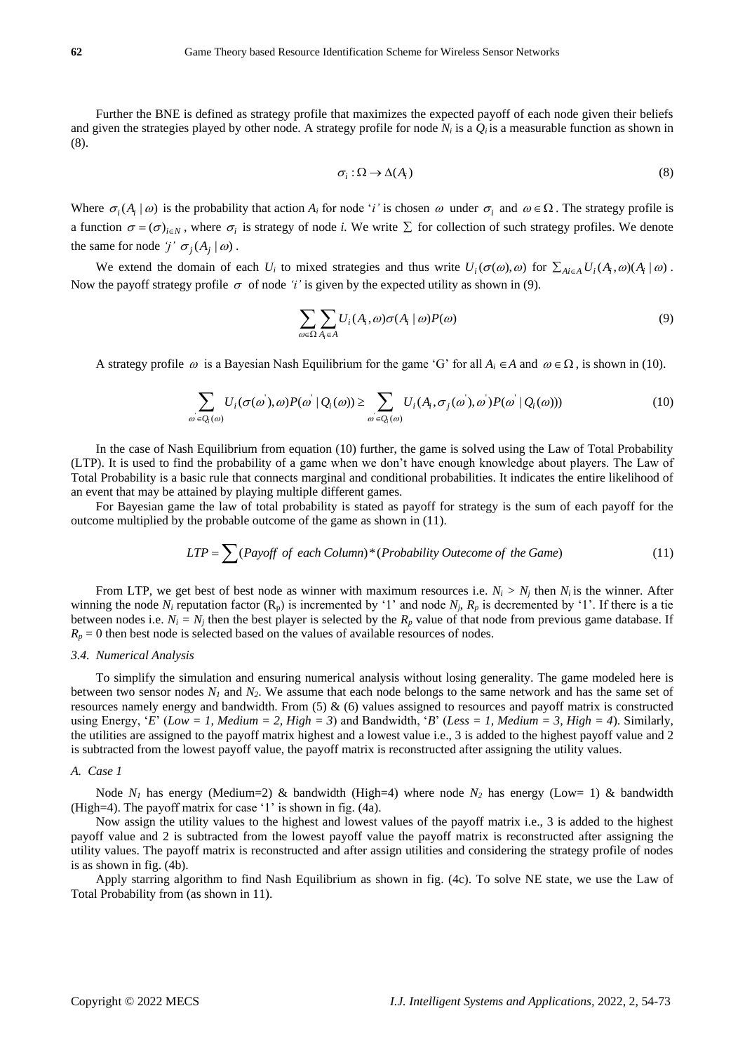Further the BNE is defined as strategy profile that maximizes the expected payoff of each node given their beliefs and given the strategies played by other node. A strategy profile for node $N_i$ is a $Q_i$ is a measurable function as shown in (8).

$$\sigma_i : \Omega \rightarrow \Delta(A_i) \tag{8}$$

Where $\sigma_i(A_i \mid \omega)$ is the probability that action $A_i$ for node '*i'* is chosen $\omega$ under $\sigma_i$ and $\omega \in \Omega$. The strategy profile is a function $\sigma = (\sigma)_{i \in N}$, where $\sigma_i$ is strategy of node *i.* We write $\Sigma$ for collection of such strategy profiles. We denote the same for node *'j'* $\sigma_j(A_j \mid \omega)$.

We extend the domain of each $U_i$ to mixed strategies and thus write $U_i(\sigma(\omega), \omega)$ for $\sum_{Ai \in A} U_i(A_i, \omega)(A_i \mid \omega)$. Now the payoff strategy profile $\sigma$ of node *'i'* is given by the expected utility as shown in (9).

$$\sum_{\omega \in \Omega} \sum_{A_i \in A} U_i(A_i, \omega)\sigma(A_i \mid \omega)P(\omega) \tag{9}$$

A strategy profile $\omega$ is a Bayesian Nash Equilibrium for the game 'G' for all $A_i \in A$ and $\omega \in \Omega$, is shown in (10).

$$\sum_{\omega' \in Q_i(\omega)} U_i(\sigma(\omega'), \omega) P(\omega' \mid Q_i(\omega)) \geq \sum_{\omega' \in Q_i(\omega)} U_i(A_i, \sigma_j(\omega'), \omega') P(\omega' \mid Q_i(\omega))) \tag{10}$$

In the case of Nash Equilibrium from equation (10) further, the game is solved using the Law of Total Probability (LTP). It is used to find the probability of a game when we don't have enough knowledge about players. The Law of Total Probability is a basic rule that connects marginal and conditional probabilities. It indicates the entire likelihood of an event that may be attained by playing multiple different games.

For Bayesian game the law of total probability is stated as payoff for strategy is the sum of each payoff for the outcome multiplied by the probable outcome of the game as shown in (11).

$$LTP = \sum (Payoff\ of\ each\ Column) * (Probability\ Outecome\ of\ the\ Game) \tag{11}$$

From LTP, we get best of best node as winner with maximum resources i.e. $N_i > N_j$ then $N_i$ is the winner. After winning the node $N_i$ reputation factor ($R_p$) is incremented by '1' and node $N_j$, $R_p$ is decremented by '1'. If there is a tie between nodes i.e. $N_i = N_j$ then the best player is selected by the $R_p$ value of that node from previous game database. If $R_p = 0$ then best node is selected based on the values of available resources of nodes.

### *3.4. Numerical Analysis*

To simplify the simulation and ensuring numerical analysis without losing generality. The game modeled here is between two sensor nodes $N_1$ and $N_2$. We assume that each node belongs to the same network and has the same set of resources namely energy and bandwidth. From (5) & (6) values assigned to resources and payoff matrix is constructed using Energy, '*E*' (*Low = 1, Medium = 2, High = 3*) and Bandwidth, '*B*' (*Less = 1, Medium = 3, High = 4*). Similarly, the utilities are assigned to the payoff matrix highest and a lowest value i.e., 3 is added to the highest payoff value and 2 is subtracted from the lowest payoff value, the payoff matrix is reconstructed after assigning the utility values.

#### *A. Case 1*

Node $N_1$ has energy (Medium=2) & bandwidth (High=4) where node $N_2$ has energy (Low= 1) & bandwidth (High=4). The payoff matrix for case '1' is shown in fig. (4a).

Now assign the utility values to the highest and lowest values of the payoff matrix i.e., 3 is added to the highest payoff value and 2 is subtracted from the lowest payoff value the payoff matrix is reconstructed after assigning the utility values. The payoff matrix is reconstructed and after assign utilities and considering the strategy profile of nodes is as shown in fig. (4b).

Apply starring algorithm to find Nash Equilibrium as shown in fig. (4c). To solve NE state, we use the Law of Total Probability from (as shown in 11).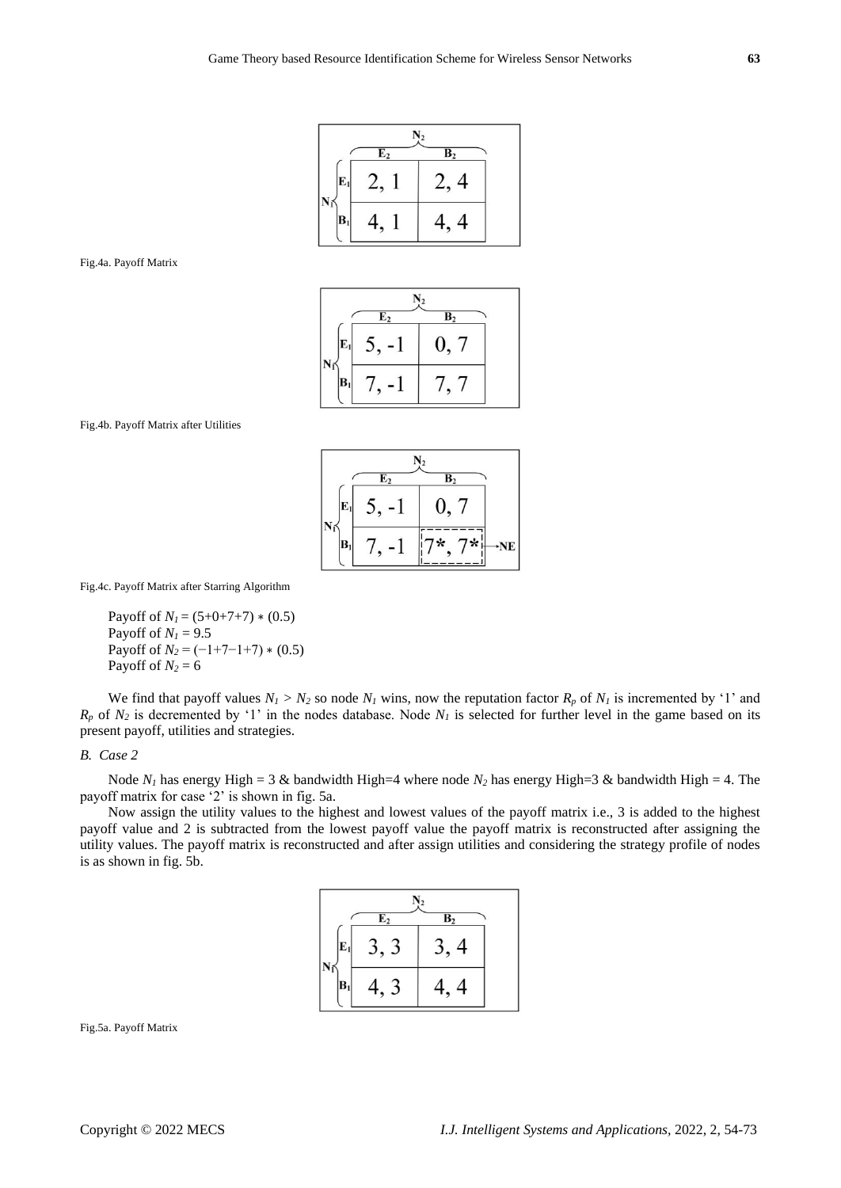|  |  | $N_2$ |  |
| --- | --- | --- | --- |
|  |  | $E_2$ | $B_2$ |
| $N_1$ | $E_1$ | 2, 1 | 2, 4 |
|  | $B_1$ | 4, 1 | 4, 4 |

Fig.4a. Payoff Matrix

|  |  | $N_2$ |  |
| --- | --- | --- | --- |
|  |  | $E_2$ | $B_2$ |
| $N_1$ | $E_1$ | 5, -1 | 0, 7 |
|  | $B_1$ | 7, -1 | 7, 7 |

Fig.4b. Payoff Matrix after Utilities

|  |  | $N_2$ |  |  |
| --- | --- | --- | --- | --- |
|  |  | $E_2$ | $B_2$ |  |
| $N_1$ | $E_1$ | 5, -1 | 0, 7 |  |
|  | $B_1$ | 7, -1 | 7*, 7* | → NE |

Fig.4c. Payoff Matrix after Starring Algorithm

Payoff of $N_1 = (5+0+7+7) * (0.5)$
Payoff of $N_1 = 9.5$
Payoff of $N_2 = (-1+7-1+7) * (0.5)$
Payoff of $N_2 = 6$

We find that payoff values $N_1 > N_2$ so node $N_1$ wins, now the reputation factor $R_p$ of $N_1$ is incremented by '1' and $R_p$ of $N_2$ is decremented by '1' in the nodes database. Node $N_1$ is selected for further level in the game based on its present payoff, utilities and strategies.

### *B. Case 2*

Node $N_1$ has energy High = 3 & bandwidth High=4 where node $N_2$ has energy High=3 & bandwidth High = 4. The payoff matrix for case '2' is shown in fig. 5a.

Now assign the utility values to the highest and lowest values of the payoff matrix i.e., 3 is added to the highest payoff value and 2 is subtracted from the lowest payoff value the payoff matrix is reconstructed after assigning the utility values. The payoff matrix is reconstructed and after assign utilities and considering the strategy profile of nodes is as shown in fig. 5b.

|  |  | $N_2$ |  |
| --- | --- | --- | --- |
|  |  | $E_2$ | $B_2$ |
| $N_1$ | $E_1$ | 3, 3 | 3, 4 |
|  | $B_1$ | 4, 3 | 4, 4 |

Fig.5a. Payoff Matrix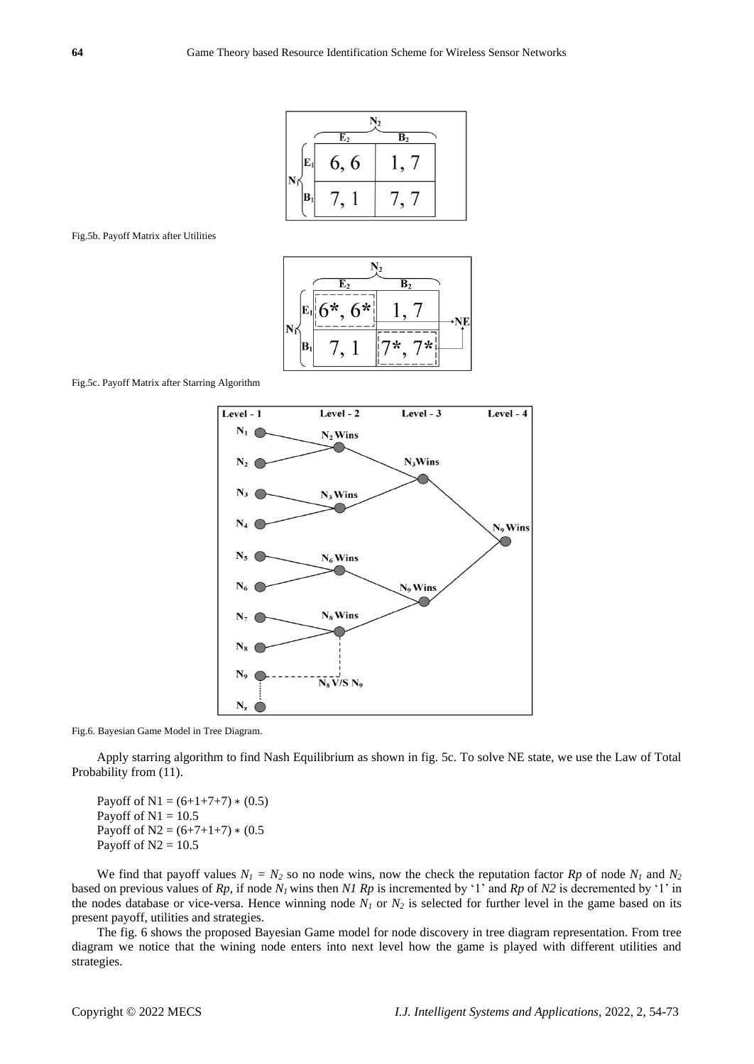|  | N2 |  |
| --- | --- | --- |
| N1 | E2 | B2 |
| E1 | 6, 6 | 1, 7 |
| B1 | 7, 1 | 7, 7 |

Fig.5b. Payoff Matrix after Utilities

|  | N2 |  |
| --- | --- | --- |
| N1 | E2 | B2 |
| E1 | 6*, 6* | 1, 7 |
| B1 | 7, 1 | 7*, 7* |

Fig.5c. Payoff Matrix after Starring Algorithm

Fig.6. Bayesian Game Model in Tree Diagram.

Apply starring algorithm to find Nash Equilibrium as shown in fig. 5c. To solve NE state, we use the Law of Total Probability from (11).

Payoff of N1 = (6+1+7+7) ∗ (0.5)
Payoff of N1 = 10.5
Payoff of N2 = (6+7+1+7) ∗ (0.5
Payoff of N2 = 10.5

We find that payoff values $N_1 = N_2$ so no node wins, now the check the reputation factor *Rp* of node $N_1$ and $N_2$ based on previous values of *Rp*, if node $N_1$ wins then *N1 Rp* is incremented by '1' and *Rp* of *N2* is decremented by '1' in the nodes database or vice-versa. Hence winning node $N_1$ or $N_2$ is selected for further level in the game based on its present payoff, utilities and strategies.

The fig. 6 shows the proposed Bayesian Game model for node discovery in tree diagram representation. From tree diagram we notice that the wining node enters into next level how the game is played with different utilities and strategies.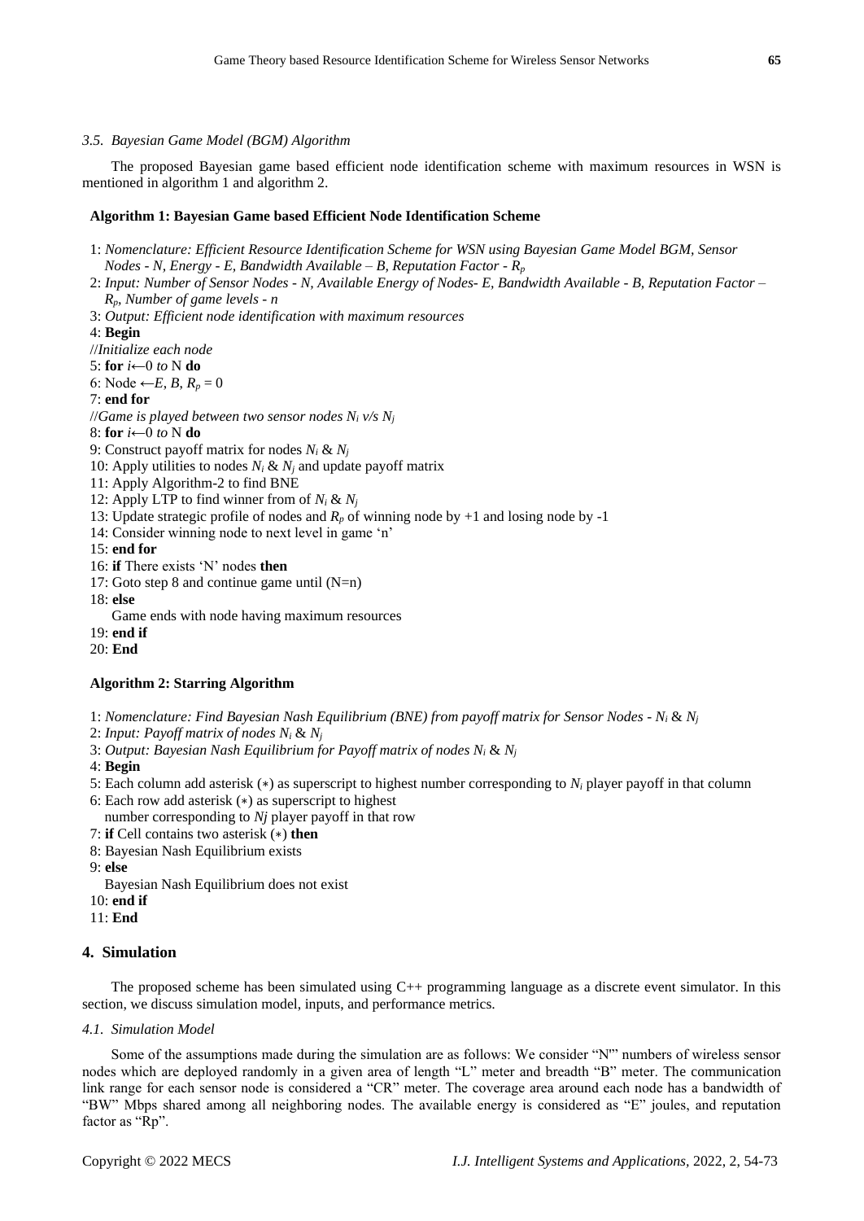### *3.5. Bayesian Game Model (BGM) Algorithm*

The proposed Bayesian game based efficient node identification scheme with maximum resources in WSN is mentioned in algorithm 1 and algorithm 2.

**Algorithm 1: Bayesian Game based Efficient Node Identification Scheme**

1: *Nomenclature: Efficient Resource Identification Scheme for WSN using Bayesian Game Model BGM, Sensor Nodes - N, Energy - E, Bandwidth Available – B, Reputation Factor - $R_p$*
2: *Input: Number of Sensor Nodes - N, Available Energy of Nodes- E, Bandwidth Available - B, Reputation Factor – $R_p$, Number of game levels - n*
3: *Output: Efficient node identification with maximum resources*
4: **Begin**
//*Initialize each node*
5: **for** $i \leftarrow 0$ *to* N **do**
6: Node $\leftarrow E$, $B$, $R_p = 0$
7: **end for**
//*Game is played between two sensor nodes $N_i$ v/s $N_j$*
8: **for** $i \leftarrow 0$ *to* N **do**
9: Construct payoff matrix for nodes $N_i$ & $N_j$
10: Apply utilities to nodes $N_i$ & $N_j$ and update payoff matrix
11: Apply Algorithm-2 to find BNE
12: Apply LTP to find winner from of $N_i$ & $N_j$
13: Update strategic profile of nodes and $R_p$ of winning node by +1 and losing node by -1
14: Consider winning node to next level in game 'n'
15: **end for**
16: **if** There exists 'N' nodes **then**
17: Goto step 8 and continue game until (N=n)
18: **else**
Game ends with node having maximum resources
19: **end if**
20: **End**

**Algorithm 2: Starring Algorithm**

1: *Nomenclature: Find Bayesian Nash Equilibrium (BNE) from payoff matrix for Sensor Nodes - $N_i$ & $N_j$*
2: *Input: Payoff matrix of nodes $N_i$ & $N_j$*
3: *Output: Bayesian Nash Equilibrium for Payoff matrix of nodes $N_i$ & $N_j$*
4: **Begin**
5: Each column add asterisk (∗) as superscript to highest number corresponding to $N_i$ player payoff in that column
6: Each row add asterisk (∗) as superscript to highest number corresponding to $N_j$ player payoff in that row
7: **if** Cell contains two asterisk (∗) **then**
8: Bayesian Nash Equilibrium exists
9: **else**
Bayesian Nash Equilibrium does not exist
10: **end if**
11: **End**

## 4. Simulation

The proposed scheme has been simulated using C++ programming language as a discrete event simulator. In this section, we discuss simulation model, inputs, and performance metrics.

### *4.1. Simulation Model*

Some of the assumptions made during the simulation are as follows: We consider "N"" numbers of wireless sensor nodes which are deployed randomly in a given area of length "L" meter and breadth "B" meter. The communication link range for each sensor node is considered a "CR" meter. The coverage area around each node has a bandwidth of "BW" Mbps shared among all neighboring nodes. The available energy is considered as "E" joules, and reputation factor as "Rp".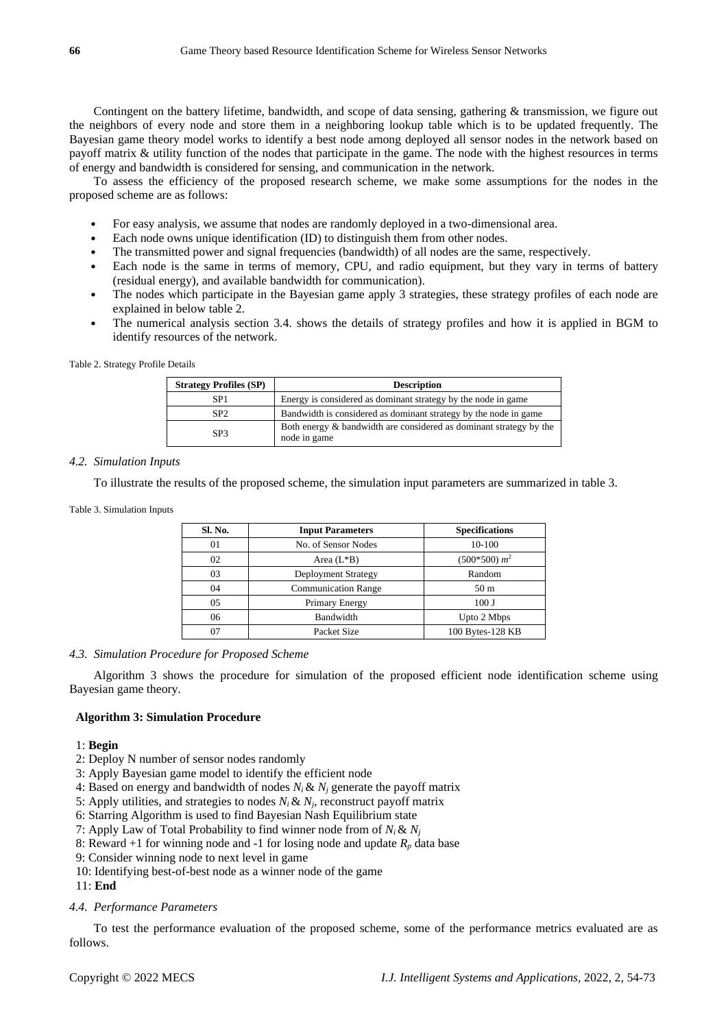Contingent on the battery lifetime, bandwidth, and scope of data sensing, gathering & transmission, we figure out the neighbors of every node and store them in a neighboring lookup table which is to be updated frequently. The Bayesian game theory model works to identify a best node among deployed all sensor nodes in the network based on payoff matrix & utility function of the nodes that participate in the game. The node with the highest resources in terms of energy and bandwidth is considered for sensing, and communication in the network.

To assess the efficiency of the proposed research scheme, we make some assumptions for the nodes in the proposed scheme are as follows:

- For easy analysis, we assume that nodes are randomly deployed in a two-dimensional area.
- Each node owns unique identification (ID) to distinguish them from other nodes.
- The transmitted power and signal frequencies (bandwidth) of all nodes are the same, respectively.
- Each node is the same in terms of memory, CPU, and radio equipment, but they vary in terms of battery (residual energy), and available bandwidth for communication).
- The nodes which participate in the Bayesian game apply 3 strategies, these strategy profiles of each node are explained in below table 2.
- The numerical analysis section 3.4. shows the details of strategy profiles and how it is applied in BGM to identify resources of the network.

Table 2. Strategy Profile Details

| Strategy Profiles (SP) | Description |
|---|---|
| SP1 | Energy is considered as dominant strategy by the node in game |
| SP2 | Bandwidth is considered as dominant strategy by the node in game |
| SP3 | Both energy & bandwidth are considered as dominant strategy by the node in game |

### *4.2. Simulation Inputs*

To illustrate the results of the proposed scheme, the simulation input parameters are summarized in table 3.

Table 3. Simulation Inputs

| Sl. No. | Input Parameters | Specifications |
|---|---|---|
| 01 | No. of Sensor Nodes | 10-100 |
| 02 | Area (L*B) | (500*500) $m^2$ |
| 03 | Deployment Strategy | Random |
| 04 | Communication Range | 50 m |
| 05 | Primary Energy | 100 J |
| 06 | Bandwidth | Upto 2 Mbps |
| 07 | Packet Size | 100 Bytes-128 KB |

### *4.3. Simulation Procedure for Proposed Scheme*

Algorithm 3 shows the procedure for simulation of the proposed efficient node identification scheme using Bayesian game theory.

**Algorithm 3: Simulation Procedure**

1: **Begin**
2: Deploy N number of sensor nodes randomly
3: Apply Bayesian game model to identify the efficient node
4: Based on energy and bandwidth of nodes $N_i$ & $N_j$ generate the payoff matrix
5: Apply utilities, and strategies to nodes $N_i$ & $N_j$, reconstruct payoff matrix
6: Starring Algorithm is used to find Bayesian Nash Equilibrium state
7: Apply Law of Total Probability to find winner node from of $N_i$ & $N_j$
8: Reward +1 for winning node and -1 for losing node and update $R_p$ data base
9: Consider winning node to next level in game
10: Identifying best-of-best node as a winner node of the game
11: **End**

### *4.4. Performance Parameters*

To test the performance evaluation of the proposed scheme, some of the performance metrics evaluated are as follows.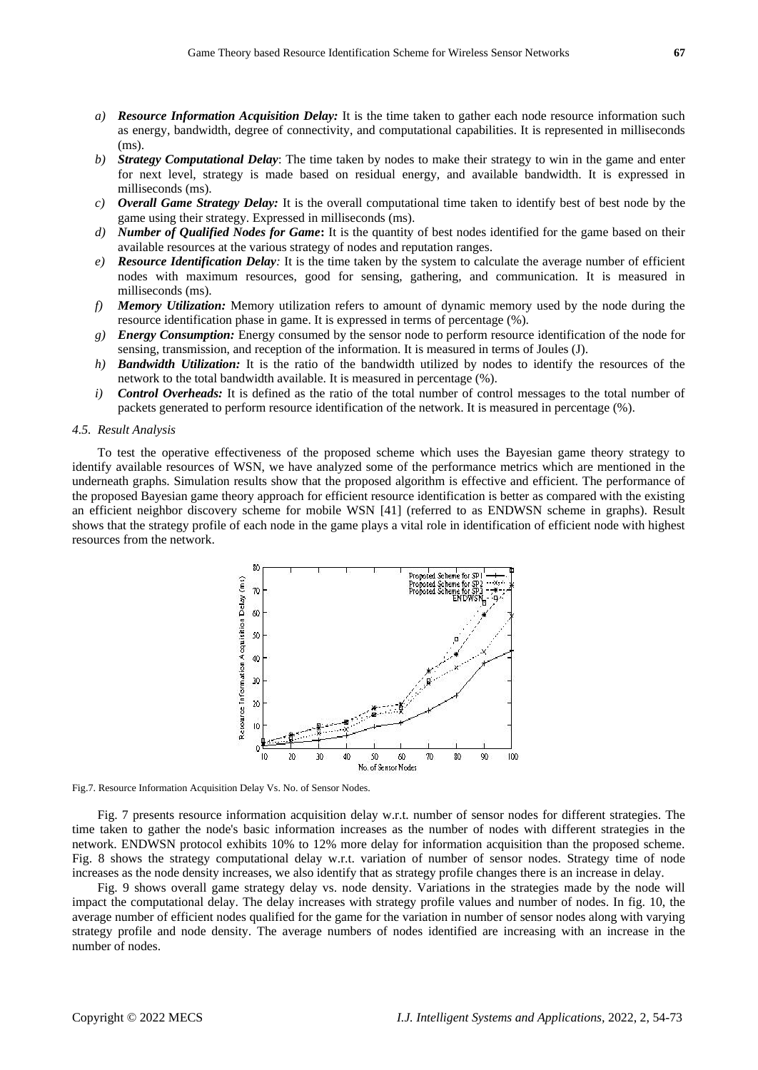a) ***Resource Information Acquisition Delay:*** It is the time taken to gather each node resource information such as energy, bandwidth, degree of connectivity, and computational capabilities. It is represented in milliseconds (ms).
b) ***Strategy Computational Delay***: The time taken by nodes to make their strategy to win in the game and enter for next level, strategy is made based on residual energy, and available bandwidth. It is expressed in milliseconds (ms).
c) ***Overall Game Strategy Delay:*** It is the overall computational time taken to identify best of best node by the game using their strategy. Expressed in milliseconds (ms).
d) ***Number of Qualified Nodes for Game*****:** It is the quantity of best nodes identified for the game based on their available resources at the various strategy of nodes and reputation ranges.
e) ***Resource Identification Delay****:* It is the time taken by the system to calculate the average number of efficient nodes with maximum resources, good for sensing, gathering, and communication. It is measured in milliseconds (ms).
f) ***Memory Utilization:*** Memory utilization refers to amount of dynamic memory used by the node during the resource identification phase in game. It is expressed in terms of percentage (%).
g) ***Energy Consumption:*** Energy consumed by the sensor node to perform resource identification of the node for sensing, transmission, and reception of the information. It is measured in terms of Joules (J).
h) ***Bandwidth Utilization:*** It is the ratio of the bandwidth utilized by nodes to identify the resources of the network to the total bandwidth available. It is measured in percentage (%).
i) ***Control Overheads:*** It is defined as the ratio of the total number of control messages to the total number of packets generated to perform resource identification of the network. It is measured in percentage (%).

### *4.5. Result Analysis*

To test the operative effectiveness of the proposed scheme which uses the Bayesian game theory strategy to identify available resources of WSN, we have analyzed some of the performance metrics which are mentioned in the underneath graphs. Simulation results show that the proposed algorithm is effective and efficient. The performance of the proposed Bayesian game theory approach for efficient resource identification is better as compared with the existing an efficient neighbor discovery scheme for mobile WSN [41] (referred to as ENDWSN scheme in graphs). Result shows that the strategy profile of each node in the game plays a vital role in identification of efficient node with highest resources from the network.

Fig.7. Resource Information Acquisition Delay Vs. No. of Sensor Nodes.

Fig. 7 presents resource information acquisition delay w.r.t. number of sensor nodes for different strategies. The time taken to gather the node's basic information increases as the number of nodes with different strategies in the network. ENDWSN protocol exhibits 10% to 12% more delay for information acquisition than the proposed scheme. Fig. 8 shows the strategy computational delay w.r.t. variation of number of sensor nodes. Strategy time of node increases as the node density increases, we also identify that as strategy profile changes there is an increase in delay.

Fig. 9 shows overall game strategy delay vs. node density. Variations in the strategies made by the node will impact the computational delay. The delay increases with strategy profile values and number of nodes. In fig. 10, the average number of efficient nodes qualified for the game for the variation in number of sensor nodes along with varying strategy profile and node density. The average numbers of nodes identified are increasing with an increase in the number of nodes.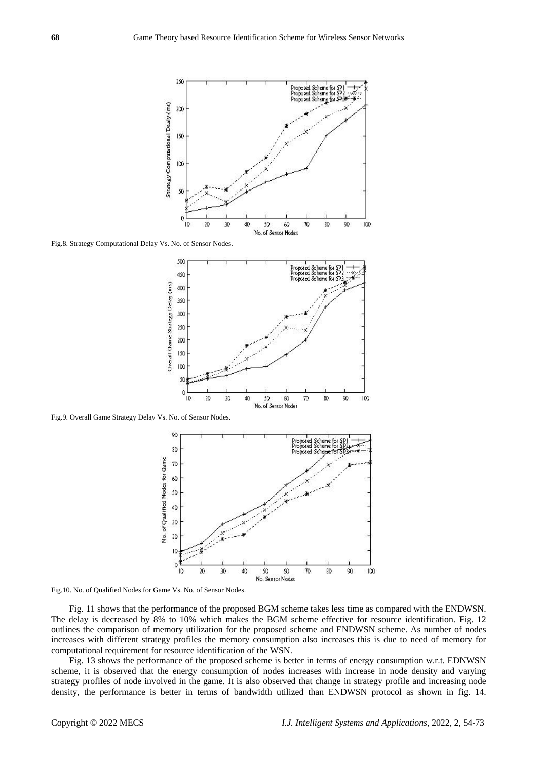Fig.8. Strategy Computational Delay Vs. No. of Sensor Nodes.

Fig.9. Overall Game Strategy Delay Vs. No. of Sensor Nodes.

Fig.10. No. of Qualified Nodes for Game Vs. No. of Sensor Nodes.

Fig. 11 shows that the performance of the proposed BGM scheme takes less time as compared with the ENDWSN. The delay is decreased by 8% to 10% which makes the BGM scheme effective for resource identification. Fig. 12 outlines the comparison of memory utilization for the proposed scheme and ENDWSN scheme. As number of nodes increases with different strategy profiles the memory consumption also increases this is due to need of memory for computational requirement for resource identification of the WSN.

Fig. 13 shows the performance of the proposed scheme is better in terms of energy consumption w.r.t. EDNWSN scheme, it is observed that the energy consumption of nodes increases with increase in node density and varying strategy profiles of node involved in the game. It is also observed that change in strategy profile and increasing node density, the performance is better in terms of bandwidth utilized than ENDWSN protocol as shown in fig. 14.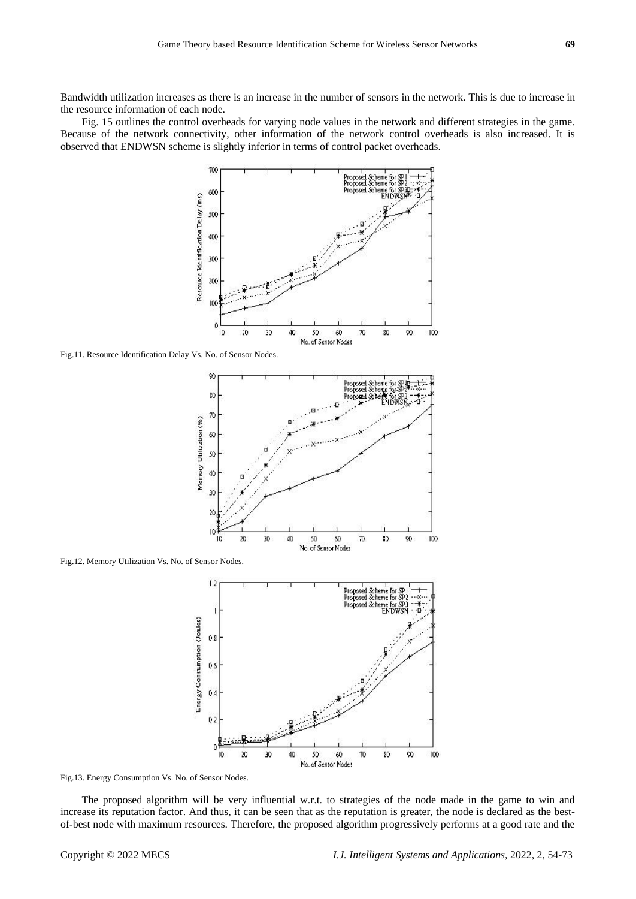Bandwidth utilization increases as there is an increase in the number of sensors in the network. This is due to increase in the resource information of each node.

Fig. 15 outlines the control overheads for varying node values in the network and different strategies in the game. Because of the network connectivity, other information of the network control overheads is also increased. It is observed that ENDWSN scheme is slightly inferior in terms of control packet overheads.

Fig.11. Resource Identification Delay Vs. No. of Sensor Nodes.

Fig.12. Memory Utilization Vs. No. of Sensor Nodes.

Fig.13. Energy Consumption Vs. No. of Sensor Nodes.

The proposed algorithm will be very influential w.r.t. to strategies of the node made in the game to win and increase its reputation factor. And thus, it can be seen that as the reputation is greater, the node is declared as the best-of-best node with maximum resources. Therefore, the proposed algorithm progressively performs at a good rate and the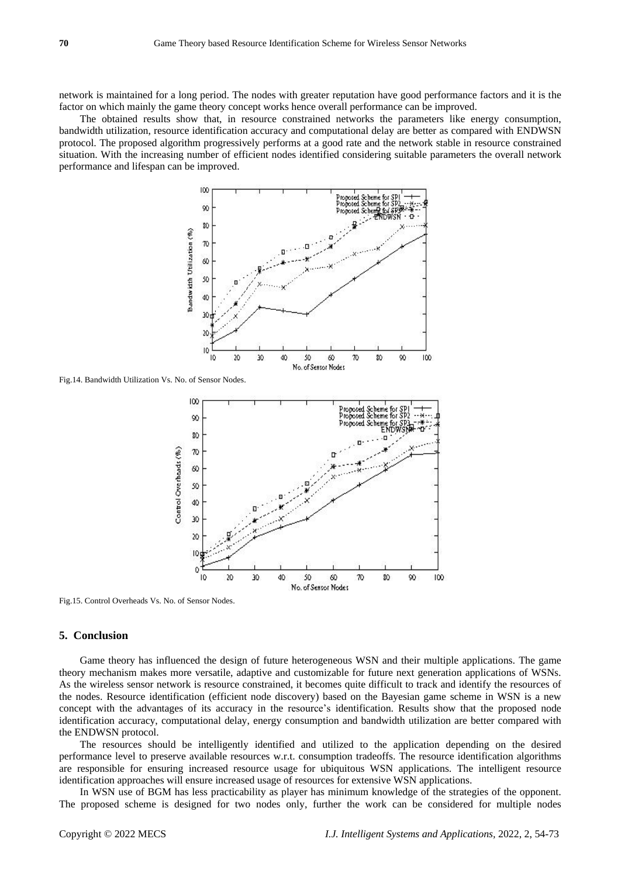network is maintained for a long period. The nodes with greater reputation have good performance factors and it is the factor on which mainly the game theory concept works hence overall performance can be improved.

The obtained results show that, in resource constrained networks the parameters like energy consumption, bandwidth utilization, resource identification accuracy and computational delay are better as compared with ENDWSN protocol. The proposed algorithm progressively performs at a good rate and the network stable in resource constrained situation. With the increasing number of efficient nodes identified considering suitable parameters the overall network performance and lifespan can be improved.

Fig.14. Bandwidth Utilization Vs. No. of Sensor Nodes.

Fig.15. Control Overheads Vs. No. of Sensor Nodes.

## 5. Conclusion

Game theory has influenced the design of future heterogeneous WSN and their multiple applications. The game theory mechanism makes more versatile, adaptive and customizable for future next generation applications of WSNs. As the wireless sensor network is resource constrained, it becomes quite difficult to track and identify the resources of the nodes. Resource identification (efficient node discovery) based on the Bayesian game scheme in WSN is a new concept with the advantages of its accuracy in the resource's identification. Results show that the proposed node identification accuracy, computational delay, energy consumption and bandwidth utilization are better compared with the ENDWSN protocol.

The resources should be intelligently identified and utilized to the application depending on the desired performance level to preserve available resources w.r.t. consumption tradeoffs. The resource identification algorithms are responsible for ensuring increased resource usage for ubiquitous WSN applications. The intelligent resource identification approaches will ensure increased usage of resources for extensive WSN applications.

In WSN use of BGM has less practicability as player has minimum knowledge of the strategies of the opponent. The proposed scheme is designed for two nodes only, further the work can be considered for multiple nodes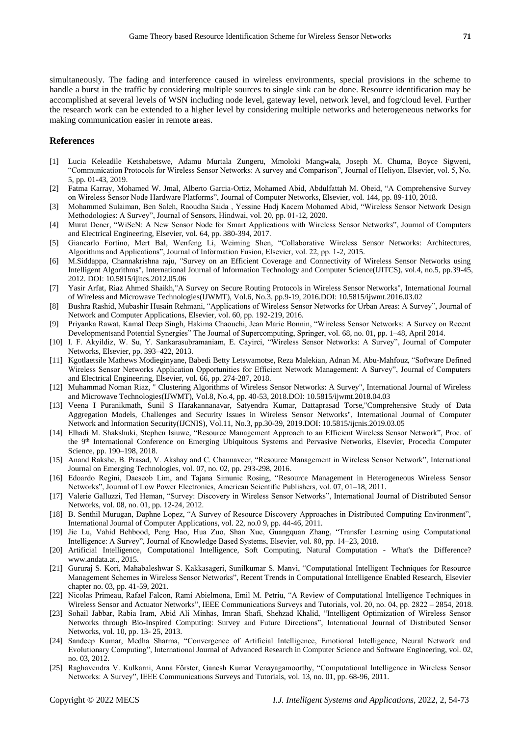simultaneously. The fading and interference caused in wireless environments, special provisions in the scheme to handle a burst in the traffic by considering multiple sources to single sink can be done. Resource identification may be accomplished at several levels of WSN including node level, gateway level, network level, and fog/cloud level. Further the research work can be extended to a higher level by considering multiple networks and heterogeneous networks for making communication easier in remote areas.

## References

[1] Lucia Keleadile Ketshabetswe, Adamu Murtala Zungeru, Mmoloki Mangwala, Joseph M. Chuma, Boyce Sigweni, “Communication Protocols for Wireless Sensor Networks: A survey and Comparison”, Journal of Heliyon, Elsevier, vol. 5, No. 5, pp. 01-43, 2019.

[2] Fatma Karray, Mohamed W. Jmal, Alberto Garcia-Ortiz, Mohamed Abid, Abdulfattah M. Obeid, “A Comprehensive Survey on Wireless Sensor Node Hardware Platforms”, Journal of Computer Networks, Elsevier, vol. 144, pp. 89-110, 2018.

[3] Mohammed Sulaiman, Ben Saleh, Raoudha Saida , Yessine Hadj Kacem Mohamed Abid, “Wireless Sensor Network Design Methodologies: A Survey”, Journal of Sensors, Hindwai, vol. 20, pp. 01-12, 2020.

[4] Murat Dener, “WiSeN: A New Sensor Node for Smart Applications with Wireless Sensor Networks”, Journal of Computers and Electrical Engineering, Elsevier, vol. 64, pp. 380-394, 2017.

[5] Giancarlo Fortino, Mert Bal, Wenfeng Li, Weiming Shen, “Collaborative Wireless Sensor Networks: Architectures, Algorithms and Applications”, Journal of Information Fusion, Elsevier, vol. 22, pp. 1-2, 2015.

[6] M.Siddappa, Channakrishna raju, "Survey on an Efficient Coverage and Connectivity of Wireless Sensor Networks using Intelligent Algorithms", International Journal of Information Technology and Computer Science(IJITCS), vol.4, no.5, pp.39-45, 2012. DOI: 10.5815/ijitcs.2012.05.06

[7] Yasir Arfat, Riaz Ahmed Shaikh,"A Survey on Secure Routing Protocols in Wireless Sensor Networks", International Journal of Wireless and Microwave Technologies(IJWMT), Vol.6, No.3, pp.9-19, 2016.DOI: 10.5815/ijwmt.2016.03.02

[8] Bushra Rashid, Mubashir Husain Rehmani, “Applications of Wireless Sensor Networks for Urban Areas: A Survey”, Journal of Network and Computer Applications, Elsevier, vol. 60, pp. 192-219, 2016.

[9] Priyanka Rawat, Kamal Deep Singh, Hakima Chaouchi, Jean Marie Bonnin, “Wireless Sensor Networks: A Survey on Recent Developmentsand Potential Synergies” The Journal of Supercomputing, Springer, vol. 68, no. 01, pp. 1–48, April 2014.

[10] I. F. Akyildiz, W. Su, Y. Sankarasubramaniam, E. Cayirci, “Wireless Sensor Networks: A Survey”, Journal of Computer Networks, Elsevier, pp. 393–422, 2013.

[11] Kgotlaetsile Mathews Modieginyane, Babedi Betty Letswamotse, Reza Malekian, Adnan M. Abu-Mahfouz, “Software Defined Wireless Sensor Networks Application Opportunities for Efficient Network Management: A Survey”, Journal of Computers and Electrical Engineering, Elsevier, vol. 66, pp. 274-287, 2018.

[12] Muhammad Noman Riaz, " Clustering Algorithms of Wireless Sensor Networks: A Survey", International Journal of Wireless and Microwave Technologies(IJWMT), Vol.8, No.4, pp. 40-53, 2018.DOI: 10.5815/ijwmt.2018.04.03

[13] Veena I Puranikmath, Sunil S Harakannanavar, Satyendra Kumar, Dattaprasad Torse,"Comprehensive Study of Data Aggregation Models, Challenges and Security Issues in Wireless Sensor Networks", International Journal of Computer Network and Information Security(IJCNIS), Vol.11, No.3, pp.30-39, 2019.DOI: 10.5815/ijcnis.2019.03.05

[14] Elhadi M. Shakshuki, Stephen Isiuwe, “Resource Management Approach to an Efficient Wireless Sensor Network”, Proc. of the 9th International Conference on Emerging Ubiquitous Systems and Pervasive Networks, Elsevier, Procedia Computer Science, pp. 190–198, 2018.

[15] Anand Rakshe, B. Prasad, V. Akshay and C. Channaveer, “Resource Management in Wireless Sensor Network”, International Journal on Emerging Technologies, vol. 07, no. 02, pp. 293-298, 2016.

[16] Edoardo Regini, Daeseob Lim, and Tajana Simunic Rosing, “Resource Management in Heterogeneous Wireless Sensor Networks”, Journal of Low Power Electronics, American Scientific Publishers, vol. 07, 01–18, 2011.

[17] Valerie Galluzzi, Ted Heman, “Survey: Discovery in Wireless Sensor Networks”, International Journal of Distributed Sensor Networks, vol. 08, no. 01, pp. 12-24, 2012.

[18] B. Senthil Murugan, Daphne Lopez, “A Survey of Resource Discovery Approaches in Distributed Computing Environment”, International Journal of Computer Applications, vol. 22, no.0 9, pp. 44-46, 2011.

[19] Jie Lu, Vahid Behbood, Peng Hao, Hua Zuo, Shan Xue, Guangquan Zhang, “Transfer Learning using Computational Intelligence: A Survey”, Journal of Knowledge Based Systems, Elsevier, vol. 80, pp. 14–23, 2018.

[20] Artificial Intelligence, Computational Intelligence, Soft Computing, Natural Computation - What's the Difference? www.andata.at., 2015.

[21] Gururaj S. Kori, Mahabaleshwar S. Kakkasageri, Sunilkumar S. Manvi, “Computational Intelligent Techniques for Resource Management Schemes in Wireless Sensor Networks”, Recent Trends in Computational Intelligence Enabled Research, Elsevier chapter no. 03, pp. 41-59, 2021.

[22] Nicolas Primeau, Rafael Falcon, Rami Abielmona, Emil M. Petriu, “A Review of Computational Intelligence Techniques in Wireless Sensor and Actuator Networks”, IEEE Communications Surveys and Tutorials, vol. 20, no. 04, pp. 2822 – 2854, 2018.

[23] Sohail Jabbar, Rabia Iram, Abid Ali Minhas, Imran Shafi, Shehzad Khalid, “Intelligent Optimization of Wireless Sensor Networks through Bio-Inspired Computing: Survey and Future Directions”, International Journal of Distributed Sensor Networks, vol. 10, pp. 13- 25, 2013.

[24] Sandeep Kumar, Medha Sharma, “Convergence of Artificial Intelligence, Emotional Intelligence, Neural Network and Evolutionary Computing”, International Journal of Advanced Research in Computer Science and Software Engineering, vol. 02, no. 03, 2012.

[25] Raghavendra V. Kulkarni, Anna Förster, Ganesh Kumar Venayagamoorthy, “Computational Intelligence in Wireless Sensor Networks: A Survey”, IEEE Communications Surveys and Tutorials, vol. 13, no. 01, pp. 68-96, 2011.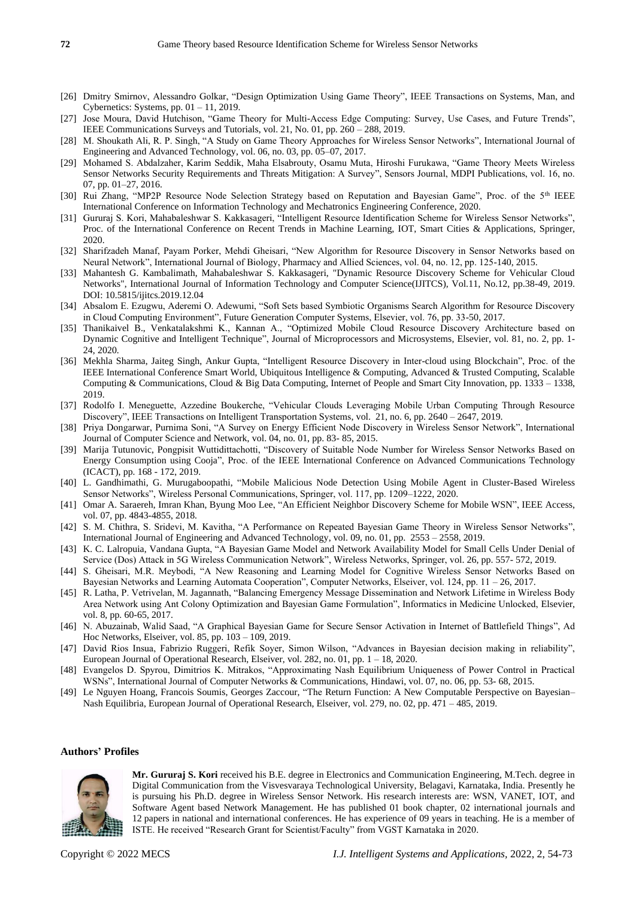[26] Dmitry Smirnov, Alessandro Golkar, "Design Optimization Using Game Theory", IEEE Transactions on Systems, Man, and Cybernetics: Systems, pp. 01 – 11, 2019.

[27] Jose Moura, David Hutchison, "Game Theory for Multi-Access Edge Computing: Survey, Use Cases, and Future Trends", IEEE Communications Surveys and Tutorials, vol. 21, No. 01, pp. 260 – 288, 2019.

[28] M. Shoukath Ali, R. P. Singh, "A Study on Game Theory Approaches for Wireless Sensor Networks", International Journal of Engineering and Advanced Technology, vol. 06, no. 03, pp. 05–07, 2017.

[29] Mohamed S. Abdalzaher, Karim Seddik, Maha Elsabrouty, Osamu Muta, Hiroshi Furukawa, "Game Theory Meets Wireless Sensor Networks Security Requirements and Threats Mitigation: A Survey", Sensors Journal, MDPI Publications, vol. 16, no. 07, pp. 01–27, 2016.

[30] Rui Zhang, "MP2P Resource Node Selection Strategy based on Reputation and Bayesian Game", Proc. of the 5th IEEE International Conference on Information Technology and Mechatronics Engineering Conference, 2020.

[31] Gururaj S. Kori, Mahabaleshwar S. Kakkasageri, "Intelligent Resource Identification Scheme for Wireless Sensor Networks", Proc. of the International Conference on Recent Trends in Machine Learning, IOT, Smart Cities & Applications, Springer, 2020.

[32] Sharifzadeh Manaf, Payam Porker, Mehdi Gheisari, "New Algorithm for Resource Discovery in Sensor Networks based on Neural Network", International Journal of Biology, Pharmacy and Allied Sciences, vol. 04, no. 12, pp. 125-140, 2015.

[33] Mahantesh G. Kambalimath, Mahabaleshwar S. Kakkasageri, "Dynamic Resource Discovery Scheme for Vehicular Cloud Networks", International Journal of Information Technology and Computer Science(IJITCS), Vol.11, No.12, pp.38-49, 2019. DOI: 10.5815/ijitcs.2019.12.04

[34] Absalom E. Ezugwu, Aderemi O. Adewumi, "Soft Sets based Symbiotic Organisms Search Algorithm for Resource Discovery in Cloud Computing Environment", Future Generation Computer Systems, Elsevier, vol. 76, pp. 33-50, 2017.

[35] Thanikaivel B., Venkatalakshmi K., Kannan A., "Optimized Mobile Cloud Resource Discovery Architecture based on Dynamic Cognitive and Intelligent Technique", Journal of Microprocessors and Microsystems, Elsevier, vol. 81, no. 2, pp. 1-24, 2020.

[36] Mekhla Sharma, Jaiteg Singh, Ankur Gupta, "Intelligent Resource Discovery in Inter-cloud using Blockchain", Proc. of the IEEE International Conference Smart World, Ubiquitous Intelligence & Computing, Advanced & Trusted Computing, Scalable Computing & Communications, Cloud & Big Data Computing, Internet of People and Smart City Innovation, pp. 1333 – 1338, 2019.

[37] Rodolfo I. Meneguette, Azzedine Boukerche, "Vehicular Clouds Leveraging Mobile Urban Computing Through Resource Discovery", IEEE Transactions on Intelligent Transportation Systems, vol. 21, no. 6, pp. 2640 – 2647, 2019.

[38] Priya Dongarwar, Purnima Soni, "A Survey on Energy Efficient Node Discovery in Wireless Sensor Network", International Journal of Computer Science and Network, vol. 04, no. 01, pp. 83- 85, 2015.

[39] Marija Tutunovic, Pongpisit Wuttidittachotti, "Discovery of Suitable Node Number for Wireless Sensor Networks Based on Energy Consumption using Cooja", Proc. of the IEEE International Conference on Advanced Communications Technology (ICACT), pp. 168 - 172, 2019.

[40] L. Gandhimathi, G. Murugaboopathi, "Mobile Malicious Node Detection Using Mobile Agent in Cluster-Based Wireless Sensor Networks", Wireless Personal Communications, Springer, vol. 117, pp. 1209–1222, 2020.

[41] Omar A. Saraereh, Imran Khan, Byung Moo Lee, "An Efficient Neighbor Discovery Scheme for Mobile WSN", IEEE Access, vol. 07, pp. 4843-4855, 2018.

[42] S. M. Chithra, S. Sridevi, M. Kavitha, "A Performance on Repeated Bayesian Game Theory in Wireless Sensor Networks", International Journal of Engineering and Advanced Technology, vol. 09, no. 01, pp. 2553 – 2558, 2019.

[43] K. C. Lalropuia, Vandana Gupta, "A Bayesian Game Model and Network Availability Model for Small Cells Under Denial of Service (Dos) Attack in 5G Wireless Communication Network", Wireless Networks, Springer, vol. 26, pp. 557- 572, 2019.

[44] S. Gheisari, M.R. Meybodi, "A New Reasoning and Learning Model for Cognitive Wireless Sensor Networks Based on Bayesian Networks and Learning Automata Cooperation", Computer Networks, Elseiver, vol. 124, pp. 11 – 26, 2017.

[45] R. Latha, P. Vetrivelan, M. Jagannath, "Balancing Emergency Message Dissemination and Network Lifetime in Wireless Body Area Network using Ant Colony Optimization and Bayesian Game Formulation", Informatics in Medicine Unlocked, Elsevier, vol. 8, pp. 60-65, 2017.

[46] N. Abuzainab, Walid Saad, "A Graphical Bayesian Game for Secure Sensor Activation in Internet of Battlefield Things", Ad Hoc Networks, Elseiver, vol. 85, pp. 103 – 109, 2019.

[47] David Rios Insua, Fabrizio Ruggeri, Refik Soyer, Simon Wilson, "Advances in Bayesian decision making in reliability", European Journal of Operational Research, Elseiver, vol. 282, no. 01, pp. 1 – 18, 2020.

[48] Evangelos D. Spyrou, Dimitrios K. Mitrakos, "Approximating Nash Equilibrium Uniqueness of Power Control in Practical WSNs", International Journal of Computer Networks & Communications, Hindawi, vol. 07, no. 06, pp. 53- 68, 2015.

[49] Le Nguyen Hoang, Francois Soumis, Georges Zaccour, "The Return Function: A New Computable Perspective on Bayesian–Nash Equilibria, European Journal of Operational Research, Elseiver, vol. 279, no. 02, pp. 471 – 485, 2019.

**Authors' Profiles**

**Mr. Gururaj S. Kori** received his B.E. degree in Electronics and Communication Engineering, M.Tech. degree in Digital Communication from the Visvesvaraya Technological University, Belagavi, Karnataka, India. Presently he is pursuing his Ph.D. degree in Wireless Sensor Network. His research interests are: WSN, VANET, IOT, and Software Agent based Network Management. He has published 01 book chapter, 02 international journals and 12 papers in national and international conferences. He has experience of 09 years in teaching. He is a member of ISTE. He received "Research Grant for Scientist/Faculty" from VGST Karnataka in 2020.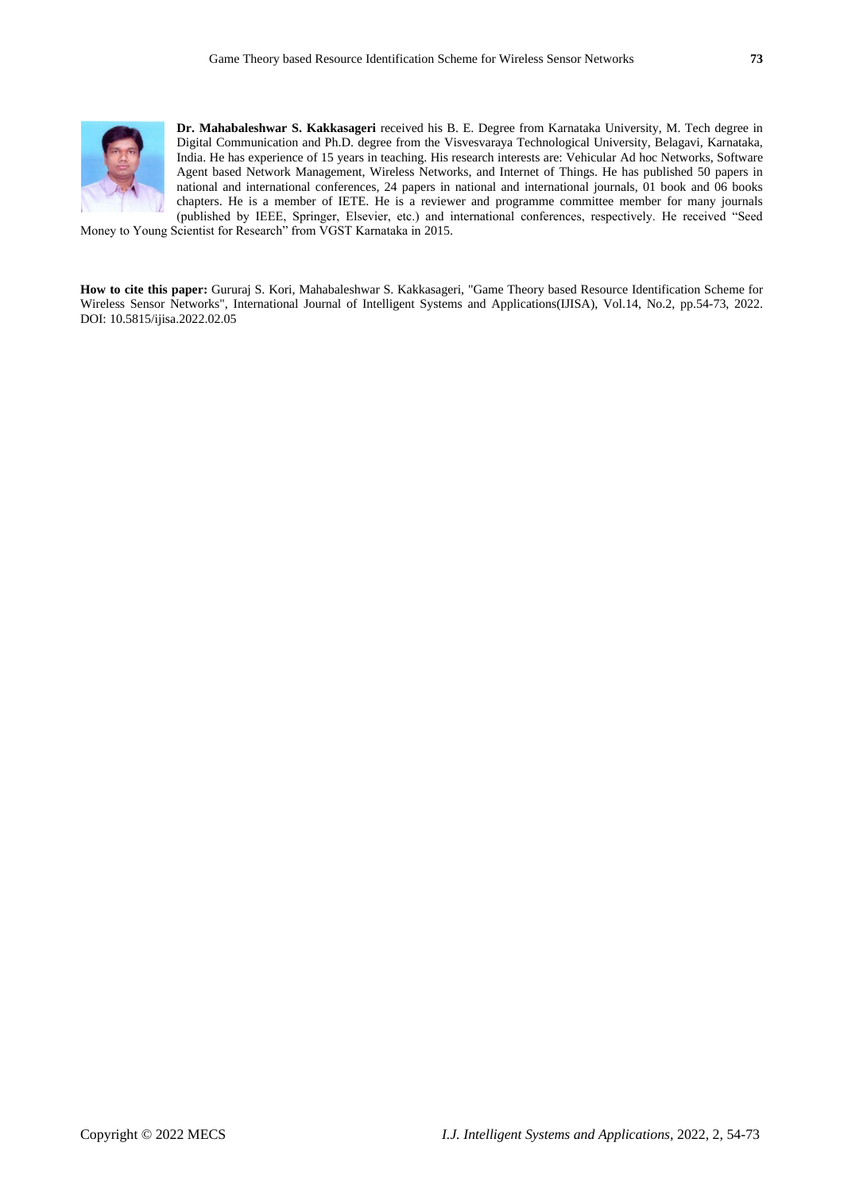**Dr. Mahabaleshwar S. Kakkasageri** received his B. E. Degree from Karnataka University, M. Tech degree in Digital Communication and Ph.D. degree from the Visvesvaraya Technological University, Belagavi, Karnataka, India. He has experience of 15 years in teaching. His research interests are: Vehicular Ad hoc Networks, Software Agent based Network Management, Wireless Networks, and Internet of Things. He has published 50 papers in national and international conferences, 24 papers in national and international journals, 01 book and 06 books chapters. He is a member of IETE. He is a reviewer and programme committee member for many journals (published by IEEE, Springer, Elsevier, etc.) and international conferences, respectively. He received "Seed Money to Young Scientist for Research" from VGST Karnataka in 2015.

**How to cite this paper:** Gururaj S. Kori, Mahabaleshwar S. Kakkasageri, "Game Theory based Resource Identification Scheme for Wireless Sensor Networks", International Journal of Intelligent Systems and Applications(IJISA), Vol.14, No.2, pp.54-73, 2022. DOI: 10.5815/ijisa.2022.02.05